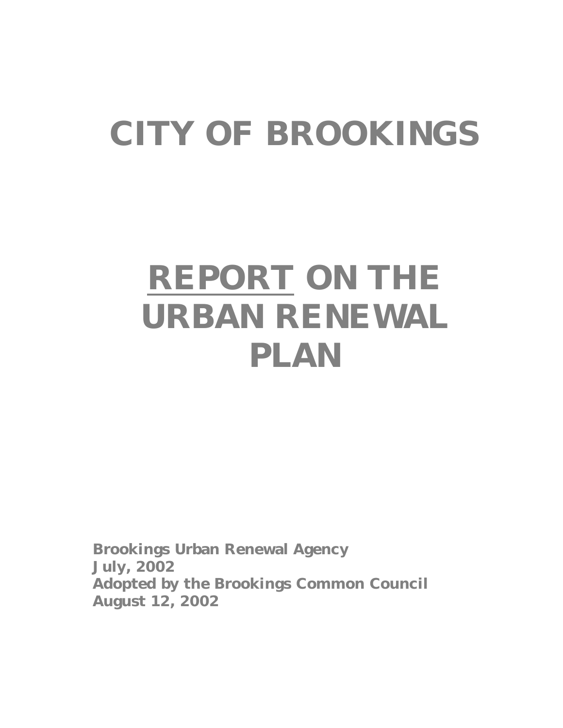# CITY OF BROOKINGS

# REPORT ON THE URBAN RENEWAL PLAN

**Brookings Urban Renewal Agency**
**July, 2002**
**Adopted by the Brookings Common Council**
**August 12, 2002**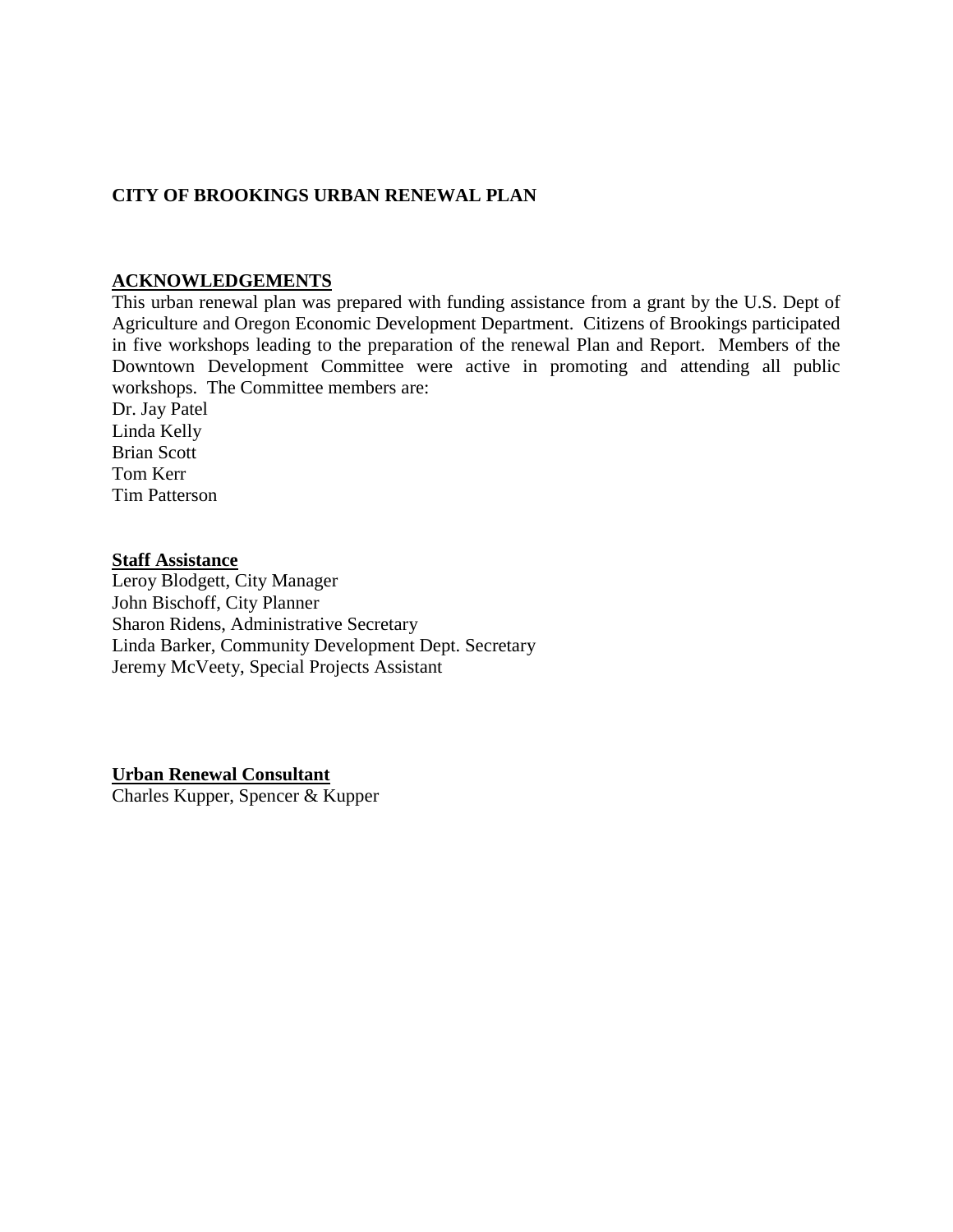# CITY OF BROOKINGS URBAN RENEWAL PLAN

## ACKNOWLEDGEMENTS

This urban renewal plan was prepared with funding assistance from a grant by the U.S. Dept of Agriculture and Oregon Economic Development Department. Citizens of Brookings participated in five workshops leading to the preparation of the renewal Plan and Report. Members of the Downtown Development Committee were active in promoting and attending all public workshops. The Committee members are:

Dr. Jay Patel  
Linda Kelly  
Brian Scott  
Tom Kerr  
Tim Patterson

### Staff Assistance

Leroy Blodgett, City Manager  
John Bischoff, City Planner  
Sharon Ridens, Administrative Secretary  
Linda Barker, Community Development Dept. Secretary  
Jeremy McVeety, Special Projects Assistant

### Urban Renewal Consultant

Charles Kupper, Spencer & Kupper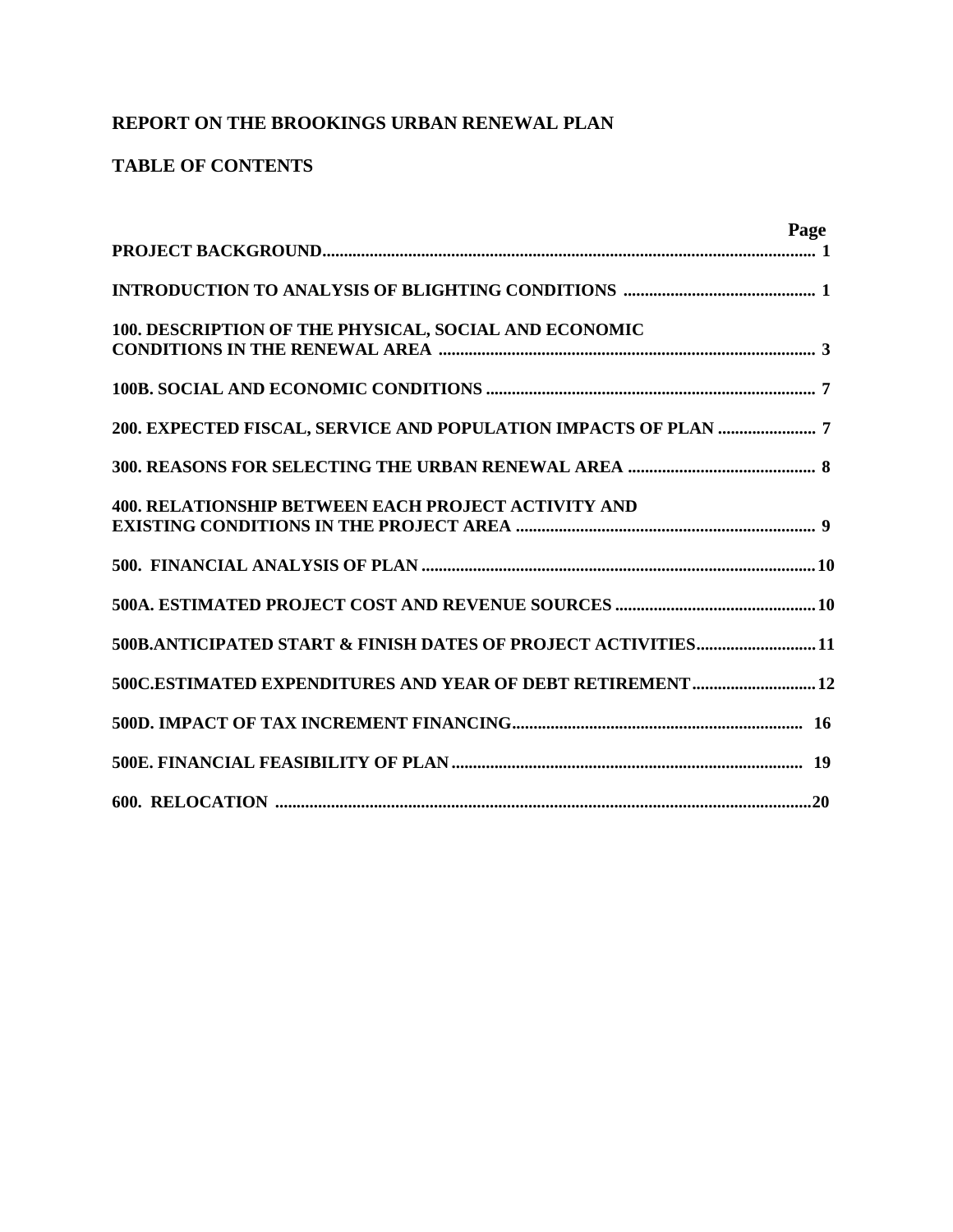# REPORT ON THE BROOKINGS URBAN RENEWAL PLAN

## TABLE OF CONTENTS

| | Page |
|---|---|
| **PROJECT BACKGROUND** | **1** |
| **INTRODUCTION TO ANALYSIS OF BLIGHTING CONDITIONS** | **1** |
| **100. DESCRIPTION OF THE PHYSICAL, SOCIAL AND ECONOMIC CONDITIONS IN THE RENEWAL AREA** | **3** |
| **100B. SOCIAL AND ECONOMIC CONDITIONS** | **7** |
| **200. EXPECTED FISCAL, SERVICE AND POPULATION IMPACTS OF PLAN** | **7** |
| **300. REASONS FOR SELECTING THE URBAN RENEWAL AREA** | **8** |
| **400. RELATIONSHIP BETWEEN EACH PROJECT ACTIVITY AND EXISTING CONDITIONS IN THE PROJECT AREA** | **9** |
| **500. FINANCIAL ANALYSIS OF PLAN** | **10** |
| **500A. ESTIMATED PROJECT COST AND REVENUE SOURCES** | **10** |
| **500B.ANTICIPATED START & FINISH DATES OF PROJECT ACTIVITIES** | **11** |
| **500C.ESTIMATED EXPENDITURES AND YEAR OF DEBT RETIREMENT** | **12** |
| **500D. IMPACT OF TAX INCREMENT FINANCING** | **16** |
| **500E. FINANCIAL FEASIBILITY OF PLAN** | **19** |
| **600. RELOCATION** | **20** |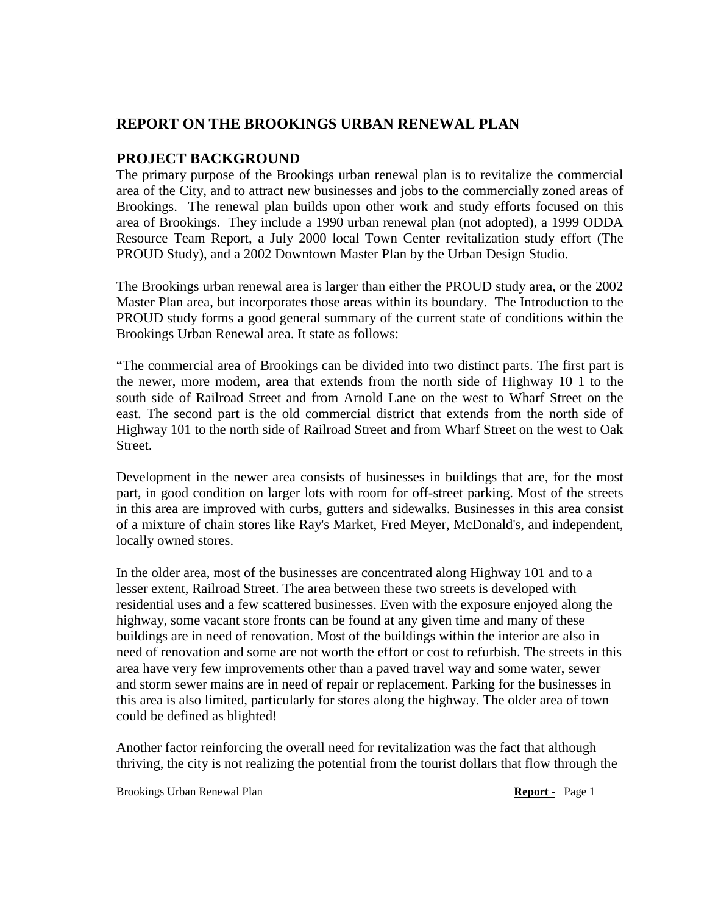## REPORT ON THE BROOKINGS URBAN RENEWAL PLAN

## PROJECT BACKGROUND

The primary purpose of the Brookings urban renewal plan is to revitalize the commercial area of the City, and to attract new businesses and jobs to the commercially zoned areas of Brookings. The renewal plan builds upon other work and study efforts focused on this area of Brookings. They include a 1990 urban renewal plan (not adopted), a 1999 ODDA Resource Team Report, a July 2000 local Town Center revitalization study effort (The PROUD Study), and a 2002 Downtown Master Plan by the Urban Design Studio.

The Brookings urban renewal area is larger than either the PROUD study area, or the 2002 Master Plan area, but incorporates those areas within its boundary. The Introduction to the PROUD study forms a good general summary of the current state of conditions within the Brookings Urban Renewal area. It state as follows:

"The commercial area of Brookings can be divided into two distinct parts. The first part is the newer, more modem, area that extends from the north side of Highway 10 1 to the south side of Railroad Street and from Arnold Lane on the west to Wharf Street on the east. The second part is the old commercial district that extends from the north side of Highway 101 to the north side of Railroad Street and from Wharf Street on the west to Oak Street.

Development in the newer area consists of businesses in buildings that are, for the most part, in good condition on larger lots with room for off-street parking. Most of the streets in this area are improved with curbs, gutters and sidewalks. Businesses in this area consist of a mixture of chain stores like Ray's Market, Fred Meyer, McDonald's, and independent, locally owned stores.

In the older area, most of the businesses are concentrated along Highway 101 and to a lesser extent, Railroad Street. The area between these two streets is developed with residential uses and a few scattered businesses. Even with the exposure enjoyed along the highway, some vacant store fronts can be found at any given time and many of these buildings are in need of renovation. Most of the buildings within the interior are also in need of renovation and some are not worth the effort or cost to refurbish. The streets in this area have very few improvements other than a paved travel way and some water, sewer and storm sewer mains are in need of repair or replacement. Parking for the businesses in this area is also limited, particularly for stores along the highway. The older area of town could be defined as blighted!

Another factor reinforcing the overall need for revitalization was the fact that although thriving, the city is not realizing the potential from the tourist dollars that flow through the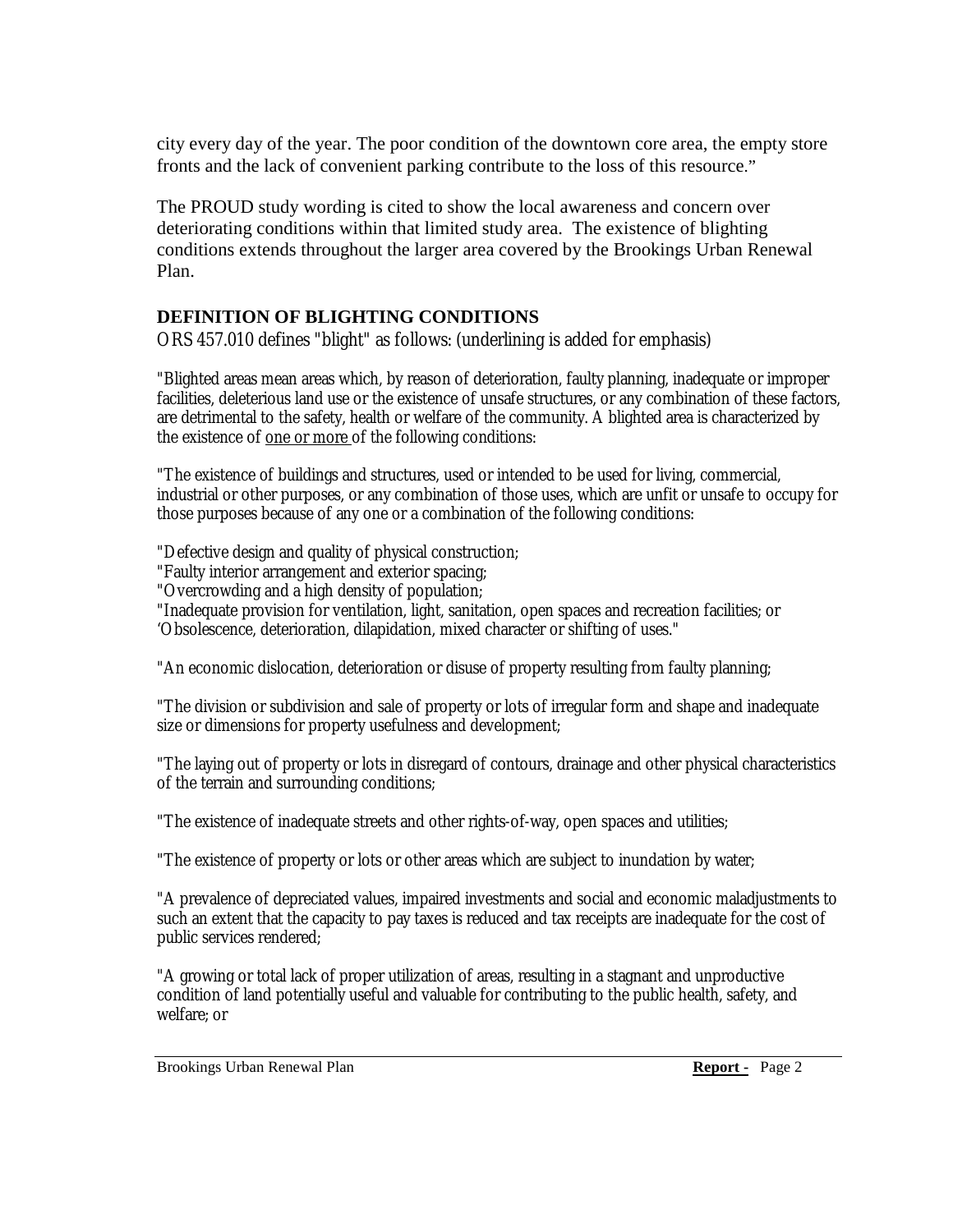city every day of the year. The poor condition of the downtown core area, the empty store fronts and the lack of convenient parking contribute to the loss of this resource."

The PROUD study wording is cited to show the local awareness and concern over deteriorating conditions within that limited study area. The existence of blighting conditions extends throughout the larger area covered by the Brookings Urban Renewal Plan.

## DEFINITION OF BLIGHTING CONDITIONS

ORS 457.010 defines "blight" as follows: (underlining is added for emphasis)

"Blighted areas mean areas which, by reason of deterioration, faulty planning, inadequate or improper facilities, deleterious land use or the existence of unsafe structures, or any combination of these factors, are detrimental to the safety, health or welfare of the community. A blighted area is characterized by the existence of <u>one or more</u> of the following conditions:

"The existence of buildings and structures, used or intended to be used for living, commercial, industrial or other purposes, or any combination of those uses, which are unfit or unsafe to occupy for those purposes because of any one or a combination of the following conditions:

"Defective design and quality of physical construction;
"Faulty interior arrangement and exterior spacing;
"Overcrowding and a high density of population;
"Inadequate provision for ventilation, light, sanitation, open spaces and recreation facilities; or
'Obsolescence, deterioration, dilapidation, mixed character or shifting of uses."

"An economic dislocation, deterioration or disuse of property resulting from faulty planning;

"The division or subdivision and sale of property or lots of irregular form and shape and inadequate size or dimensions for property usefulness and development;

"The laying out of property or lots in disregard of contours, drainage and other physical characteristics of the terrain and surrounding conditions;

"The existence of inadequate streets and other rights-of-way, open spaces and utilities;

"The existence of property or lots or other areas which are subject to inundation by water;

"A prevalence of depreciated values, impaired investments and social and economic maladjustments to such an extent that the capacity to pay taxes is reduced and tax receipts are inadequate for the cost of public services rendered;

"A growing or total lack of proper utilization of areas, resulting in a stagnant and unproductive condition of land potentially useful and valuable for contributing to the public health, safety, and welfare; or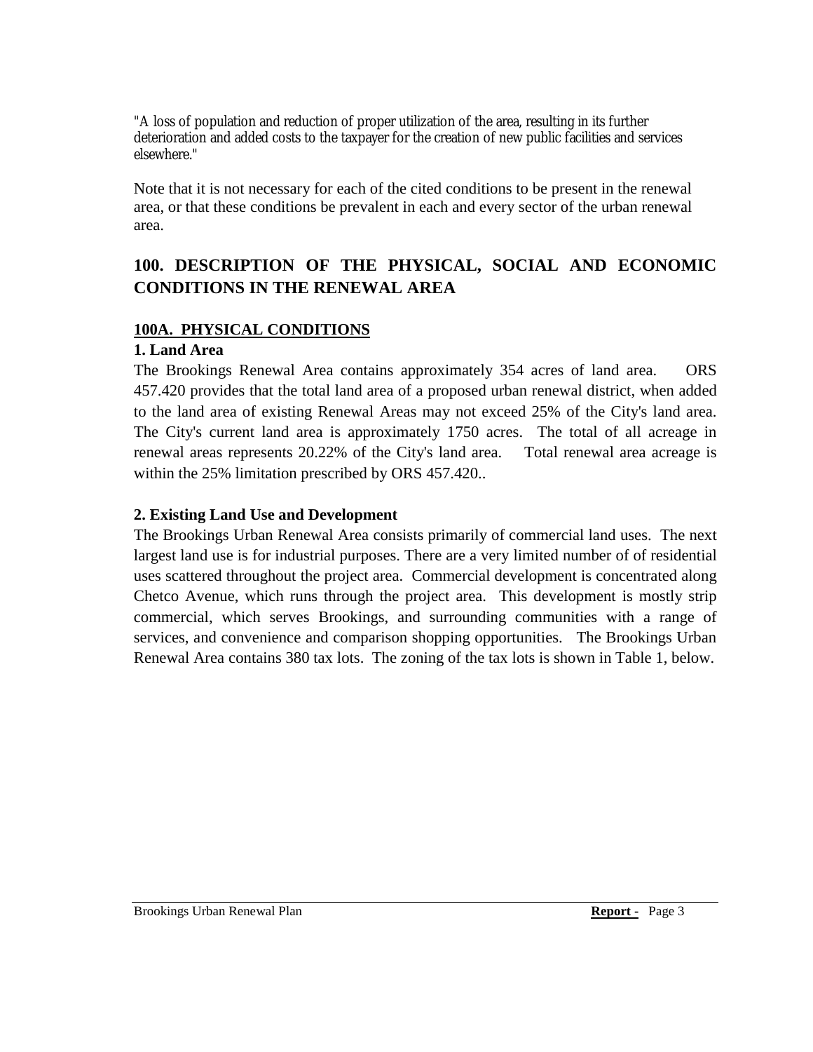"A loss of population and reduction of proper utilization of the area, resulting in its further deterioration and added costs to the taxpayer for the creation of new public facilities and services elsewhere."

Note that it is not necessary for each of the cited conditions to be present in the renewal area, or that these conditions be prevalent in each and every sector of the urban renewal area.

## 100. DESCRIPTION OF THE PHYSICAL, SOCIAL AND ECONOMIC CONDITIONS IN THE RENEWAL AREA

### 100A. PHYSICAL CONDITIONS

**1. Land Area**

The Brookings Renewal Area contains approximately 354 acres of land area. ORS 457.420 provides that the total land area of a proposed urban renewal district, when added to the land area of existing Renewal Areas may not exceed 25% of the City's land area. The City's current land area is approximately 1750 acres. The total of all acreage in renewal areas represents 20.22% of the City's land area. Total renewal area acreage is within the 25% limitation prescribed by ORS 457.420..

**2. Existing Land Use and Development**

The Brookings Urban Renewal Area consists primarily of commercial land uses. The next largest land use is for industrial purposes. There are a very limited number of of residential uses scattered throughout the project area. Commercial development is concentrated along Chetco Avenue, which runs through the project area. This development is mostly strip commercial, which serves Brookings, and surrounding communities with a range of services, and convenience and comparison shopping opportunities. The Brookings Urban Renewal Area contains 380 tax lots. The zoning of the tax lots is shown in Table 1, below.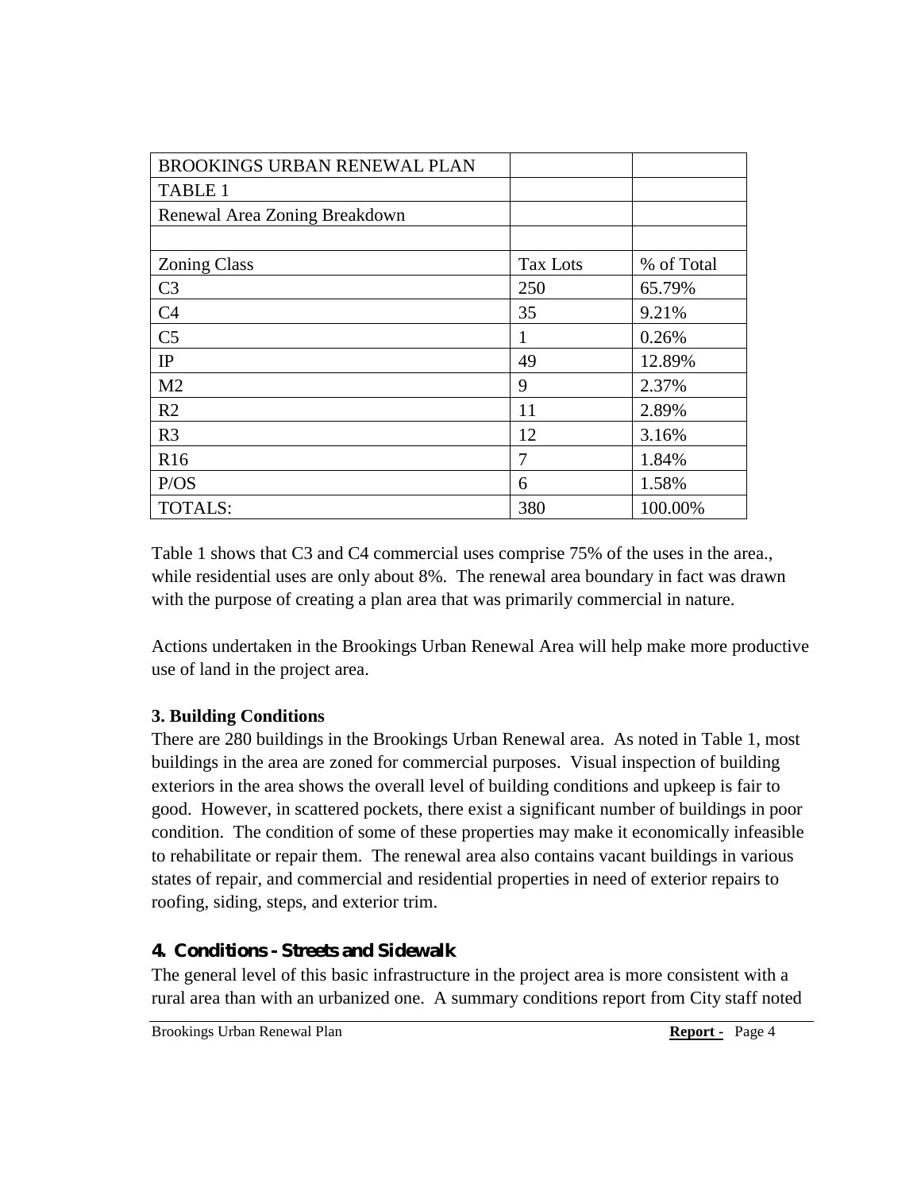| BROOKINGS URBAN RENEWAL PLAN | | |
|---|---|---|
| TABLE 1 | | |
| Renewal Area Zoning Breakdown | | |
| | | |
| Zoning Class | Tax Lots | % of Total |
| C3 | 250 | 65.79% |
| C4 | 35 | 9.21% |
| C5 | 1 | 0.26% |
| IP | 49 | 12.89% |
| M2 | 9 | 2.37% |
| R2 | 11 | 2.89% |
| R3 | 12 | 3.16% |
| R16 | 7 | 1.84% |
| P/OS | 6 | 1.58% |
| TOTALS: | 380 | 100.00% |

Table 1 shows that C3 and C4 commercial uses comprise 75% of the uses in the area., while residential uses are only about 8%. The renewal area boundary in fact was drawn with the purpose of creating a plan area that was primarily commercial in nature.

Actions undertaken in the Brookings Urban Renewal Area will help make more productive use of land in the project area.

### 3. Building Conditions

There are 280 buildings in the Brookings Urban Renewal area. As noted in Table 1, most buildings in the area are zoned for commercial purposes. Visual inspection of building exteriors in the area shows the overall level of building conditions and upkeep is fair to good. However, in scattered pockets, there exist a significant number of buildings in poor condition. The condition of some of these properties may make it economically infeasible to rehabilitate or repair them. The renewal area also contains vacant buildings in various states of repair, and commercial and residential properties in need of exterior repairs to roofing, siding, steps, and exterior trim.

### 4. Conditions - Streets and Sidewalk

The general level of this basic infrastructure in the project area is more consistent with a rural area than with an urbanized one. A summary conditions report from City staff noted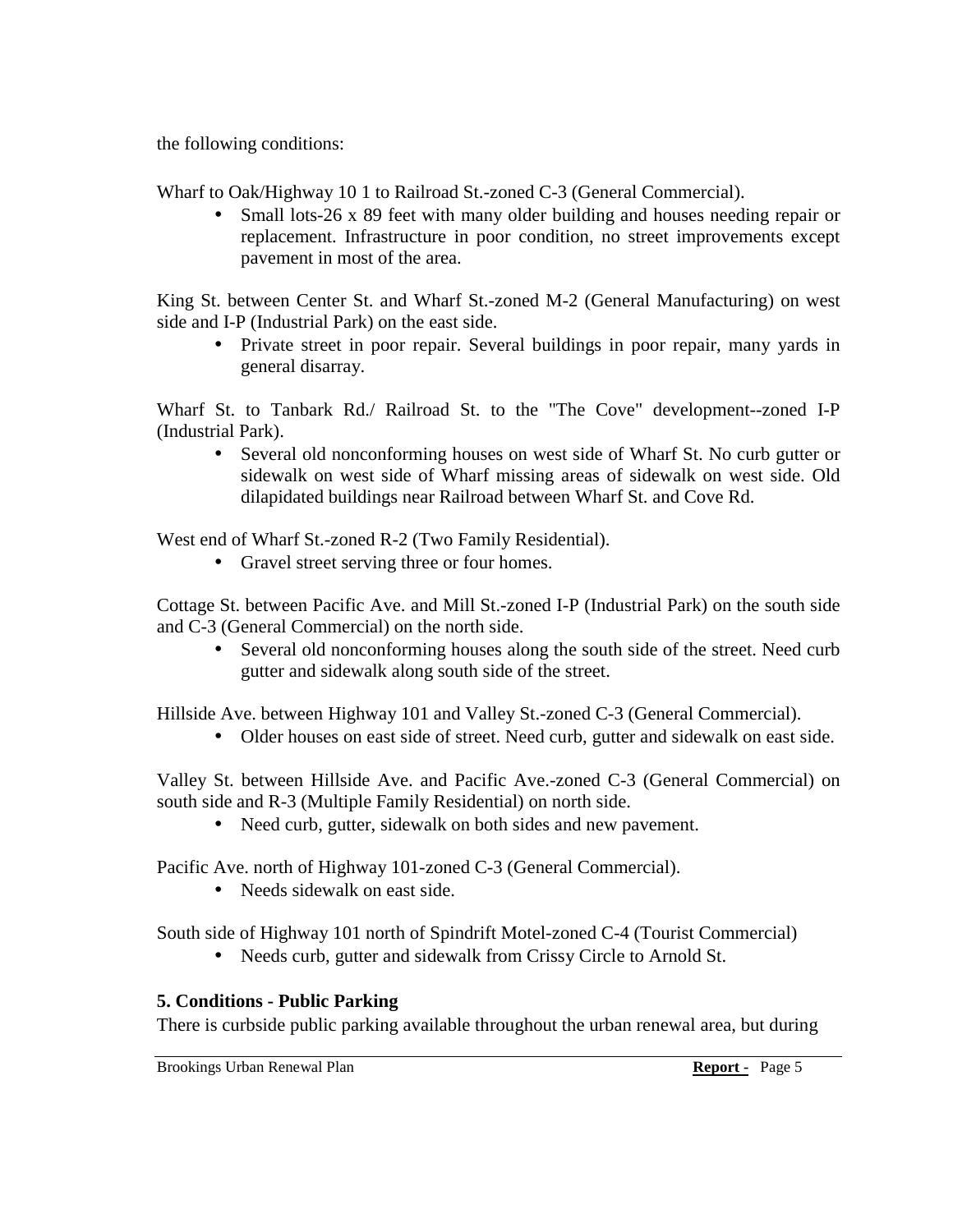the following conditions:

Wharf to Oak/Highway 10 1 to Railroad St.-zoned C-3 (General Commercial).

- Small lots-26 x 89 feet with many older building and houses needing repair or replacement. Infrastructure in poor condition, no street improvements except pavement in most of the area.

King St. between Center St. and Wharf St.-zoned M-2 (General Manufacturing) on west side and I-P (Industrial Park) on the east side.

- Private street in poor repair. Several buildings in poor repair, many yards in general disarray.

Wharf St. to Tanbark Rd./ Railroad St. to the "The Cove" development--zoned I-P (Industrial Park).

- Several old nonconforming houses on west side of Wharf St. No curb gutter or sidewalk on west side of Wharf missing areas of sidewalk on west side. Old dilapidated buildings near Railroad between Wharf St. and Cove Rd.

West end of Wharf St.-zoned R-2 (Two Family Residential).

- Gravel street serving three or four homes.

Cottage St. between Pacific Ave. and Mill St.-zoned I-P (Industrial Park) on the south side and C-3 (General Commercial) on the north side.

- Several old nonconforming houses along the south side of the street. Need curb gutter and sidewalk along south side of the street.

Hillside Ave. between Highway 101 and Valley St.-zoned C-3 (General Commercial).

- Older houses on east side of street. Need curb, gutter and sidewalk on east side.

Valley St. between Hillside Ave. and Pacific Ave.-zoned C-3 (General Commercial) on south side and R-3 (Multiple Family Residential) on north side.

- Need curb, gutter, sidewalk on both sides and new pavement.

Pacific Ave. north of Highway 101-zoned C-3 (General Commercial).

- Needs sidewalk on east side.

South side of Highway 101 north of Spindrift Motel-zoned C-4 (Tourist Commercial)

- Needs curb, gutter and sidewalk from Crissy Circle to Arnold St.

### 5. Conditions - Public Parking

There is curbside public parking available throughout the urban renewal area, but during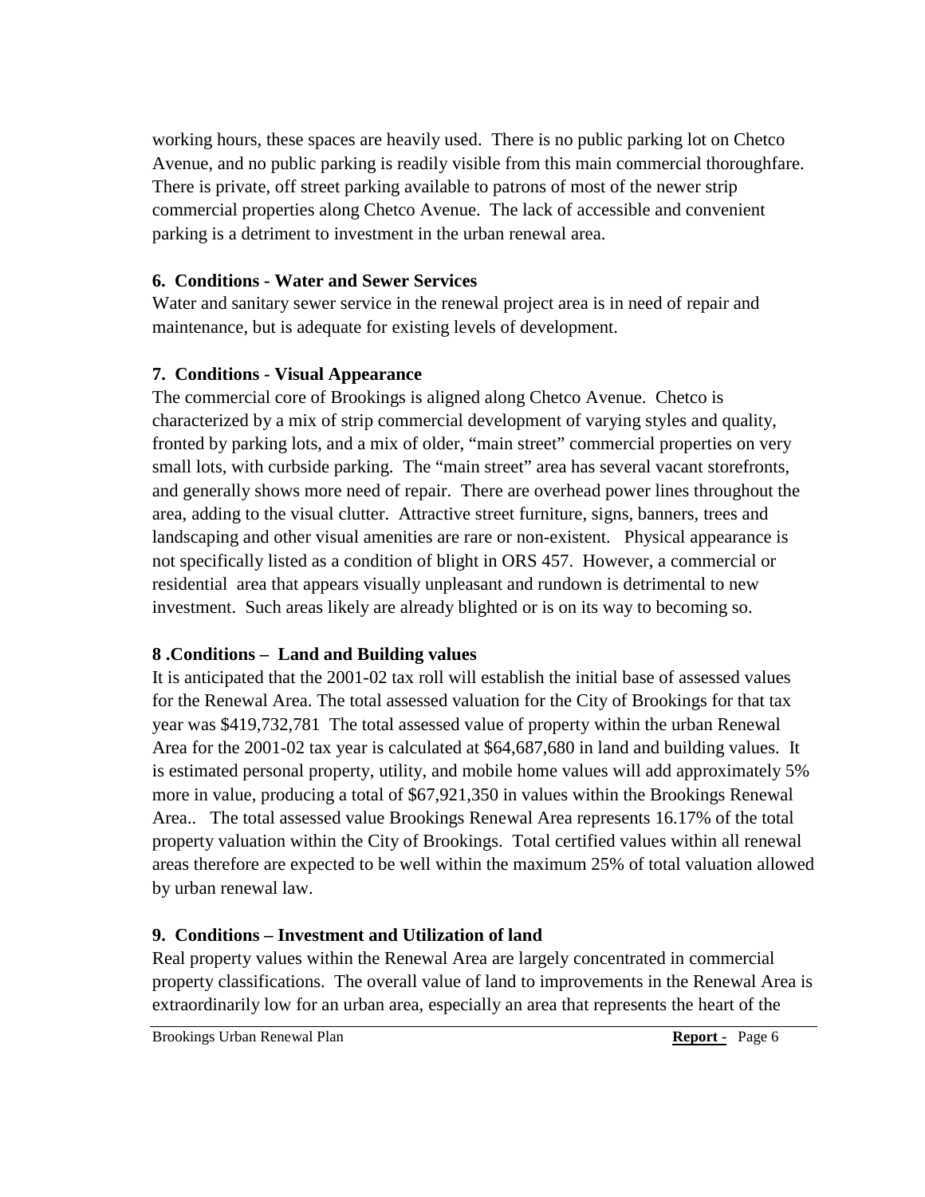working hours, these spaces are heavily used. There is no public parking lot on Chetco Avenue, and no public parking is readily visible from this main commercial thoroughfare. There is private, off street parking available to patrons of most of the newer strip commercial properties along Chetco Avenue. The lack of accessible and convenient parking is a detriment to investment in the urban renewal area.

**6. Conditions - Water and Sewer Services**

Water and sanitary sewer service in the renewal project area is in need of repair and maintenance, but is adequate for existing levels of development.

**7. Conditions - Visual Appearance**

The commercial core of Brookings is aligned along Chetco Avenue. Chetco is characterized by a mix of strip commercial development of varying styles and quality, fronted by parking lots, and a mix of older, "main street" commercial properties on very small lots, with curbside parking. The "main street" area has several vacant storefronts, and generally shows more need of repair. There are overhead power lines throughout the area, adding to the visual clutter. Attractive street furniture, signs, banners, trees and landscaping and other visual amenities are rare or non-existent. Physical appearance is not specifically listed as a condition of blight in ORS 457. However, a commercial or residential area that appears visually unpleasant and rundown is detrimental to new investment. Such areas likely are already blighted or is on its way to becoming so.

**8 .Conditions – Land and Building values**

It is anticipated that the 2001-02 tax roll will establish the initial base of assessed values for the Renewal Area. The total assessed valuation for the City of Brookings for that tax year was $419,732,781 The total assessed value of property within the urban Renewal Area for the 2001-02 tax year is calculated at $64,687,680 in land and building values. It is estimated personal property, utility, and mobile home values will add approximately 5% more in value, producing a total of $67,921,350 in values within the Brookings Renewal Area.. The total assessed value Brookings Renewal Area represents 16.17% of the total property valuation within the City of Brookings. Total certified values within all renewal areas therefore are expected to be well within the maximum 25% of total valuation allowed by urban renewal law.

**9. Conditions – Investment and Utilization of land**

Real property values within the Renewal Area are largely concentrated in commercial property classifications. The overall value of land to improvements in the Renewal Area is extraordinarily low for an urban area, especially an area that represents the heart of the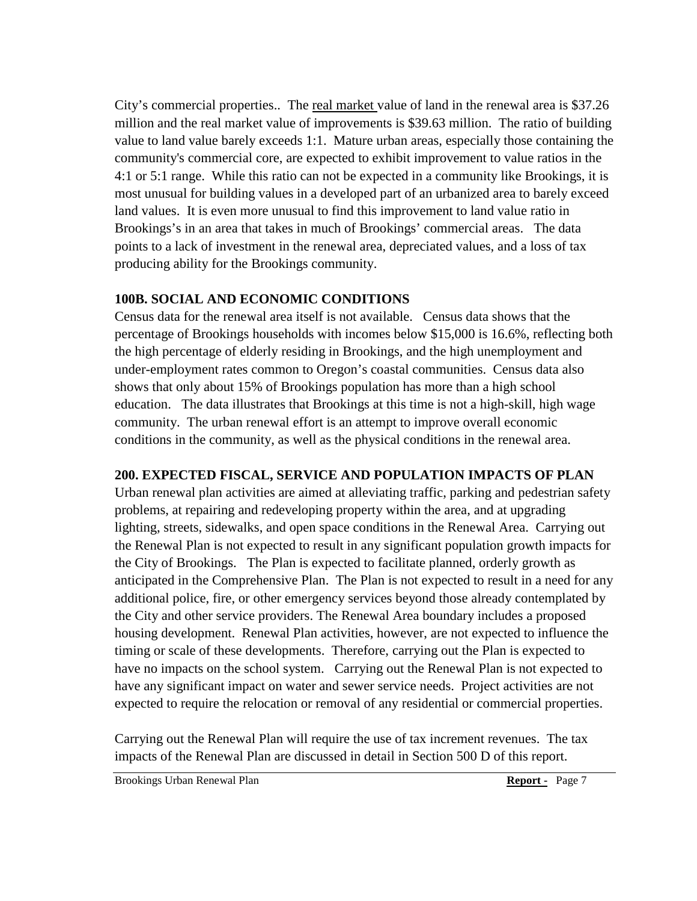City's commercial properties..  The <u>real market</u> value of land in the renewal area is $37.26 million and the real market value of improvements is $39.63 million.  The ratio of building value to land value barely exceeds 1:1.  Mature urban areas, especially those containing the community's commercial core, are expected to exhibit improvement to value ratios in the 4:1 or 5:1 range.  While this ratio can not be expected in a community like Brookings, it is most unusual for building values in a developed part of an urbanized area to barely exceed land values.  It is even more unusual to find this improvement to land value ratio in Brookings's in an area that takes in much of Brookings' commercial areas.   The data points to a lack of investment in the renewal area, depreciated values, and a loss of tax producing ability for the Brookings community.

**100B. SOCIAL AND ECONOMIC CONDITIONS**

Census data for the renewal area itself is not available.   Census data shows that the percentage of Brookings households with incomes below $15,000 is 16.6%, reflecting both the high percentage of elderly residing in Brookings, and the high unemployment and under-employment rates common to Oregon's coastal communities.  Census data also shows that only about 15% of Brookings population has more than a high school education.   The data illustrates that Brookings at this time is not a high-skill, high wage community.  The urban renewal effort is an attempt to improve overall economic conditions in the community, as well as the physical conditions in the renewal area.

**200. EXPECTED FISCAL, SERVICE AND POPULATION IMPACTS OF PLAN**

Urban renewal plan activities are aimed at alleviating traffic, parking and pedestrian safety problems, at repairing and redeveloping property within the area, and at upgrading lighting, streets, sidewalks, and open space conditions in the Renewal Area.  Carrying out the Renewal Plan is not expected to result in any significant population growth impacts for the City of Brookings.   The Plan is expected to facilitate planned, orderly growth as anticipated in the Comprehensive Plan.  The Plan is not expected to result in a need for any additional police, fire, or other emergency services beyond those already contemplated by the City and other service providers. The Renewal Area boundary includes a proposed housing development.  Renewal Plan activities, however, are not expected to influence the timing or scale of these developments.  Therefore, carrying out the Plan is expected to have no impacts on the school system.   Carrying out the Renewal Plan is not expected to have any significant impact on water and sewer service needs.  Project activities are not expected to require the relocation or removal of any residential or commercial properties.

Carrying out the Renewal Plan will require the use of tax increment revenues.  The tax impacts of the Renewal Plan are discussed in detail in Section 500 D of this report.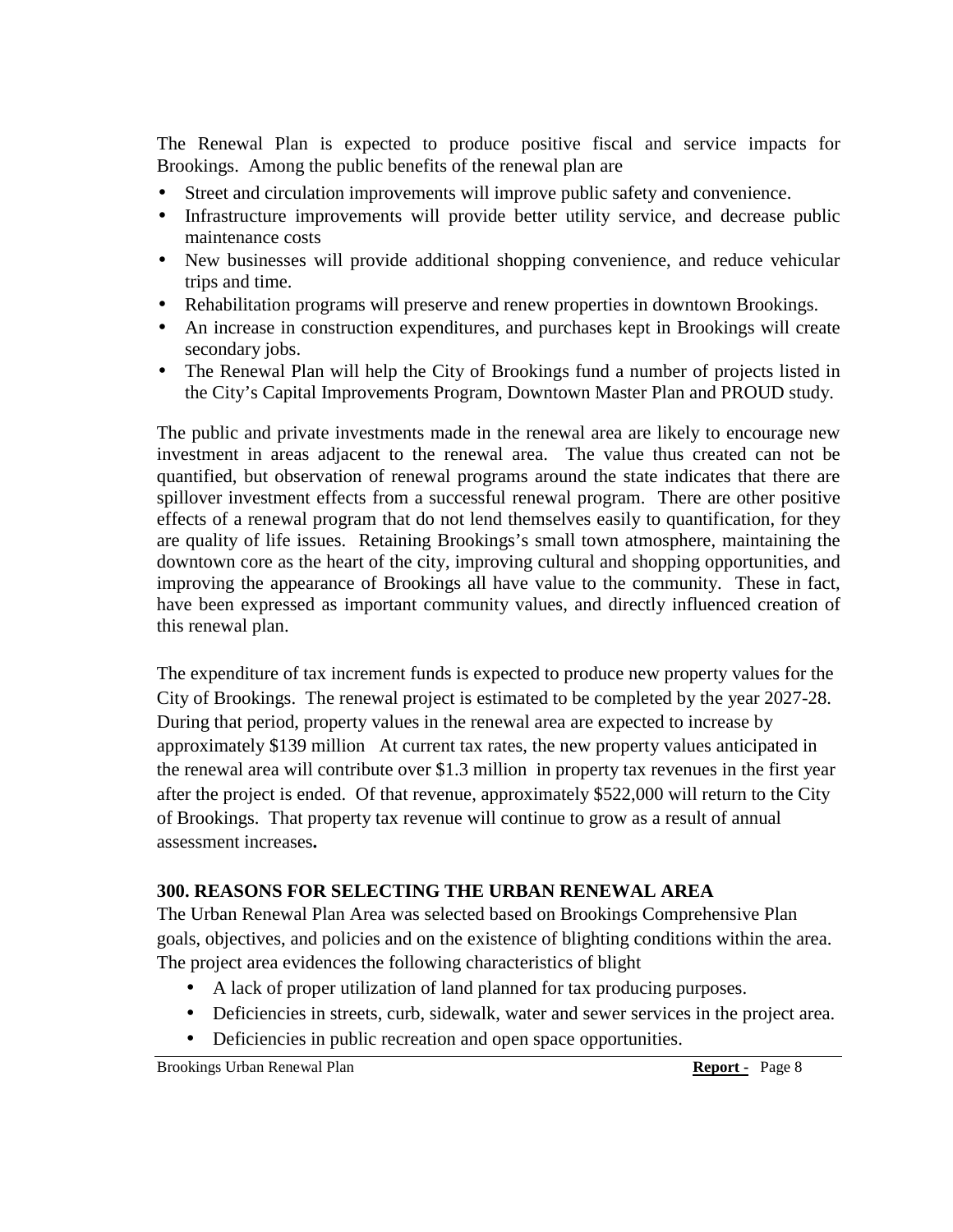The Renewal Plan is expected to produce positive fiscal and service impacts for Brookings. Among the public benefits of the renewal plan are

- Street and circulation improvements will improve public safety and convenience.
- Infrastructure improvements will provide better utility service, and decrease public maintenance costs
- New businesses will provide additional shopping convenience, and reduce vehicular trips and time.
- Rehabilitation programs will preserve and renew properties in downtown Brookings.
- An increase in construction expenditures, and purchases kept in Brookings will create secondary jobs.
- The Renewal Plan will help the City of Brookings fund a number of projects listed in the City's Capital Improvements Program, Downtown Master Plan and PROUD study.

The public and private investments made in the renewal area are likely to encourage new investment in areas adjacent to the renewal area. The value thus created can not be quantified, but observation of renewal programs around the state indicates that there are spillover investment effects from a successful renewal program. There are other positive effects of a renewal program that do not lend themselves easily to quantification, for they are quality of life issues. Retaining Brookings's small town atmosphere, maintaining the downtown core as the heart of the city, improving cultural and shopping opportunities, and improving the appearance of Brookings all have value to the community. These in fact, have been expressed as important community values, and directly influenced creation of this renewal plan.

The expenditure of tax increment funds is expected to produce new property values for the City of Brookings. The renewal project is estimated to be completed by the year 2027-28. During that period, property values in the renewal area are expected to increase by approximately $139 million At current tax rates, the new property values anticipated in the renewal area will contribute over $1.3 million in property tax revenues in the first year after the project is ended. Of that revenue, approximately $522,000 will return to the City of Brookings. That property tax revenue will continue to grow as a result of annual assessment increases**.**

## 300. REASONS FOR SELECTING THE URBAN RENEWAL AREA

The Urban Renewal Plan Area was selected based on Brookings Comprehensive Plan goals, objectives, and policies and on the existence of blighting conditions within the area. The project area evidences the following characteristics of blight

- A lack of proper utilization of land planned for tax producing purposes.
- Deficiencies in streets, curb, sidewalk, water and sewer services in the project area.
- Deficiencies in public recreation and open space opportunities.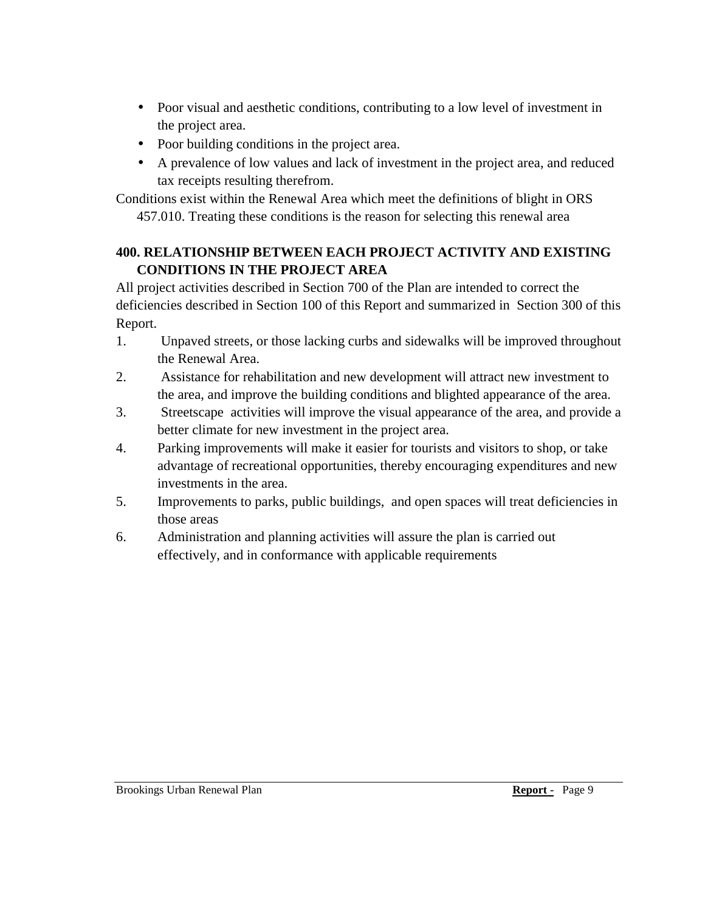- Poor visual and aesthetic conditions, contributing to a low level of investment in the project area.
- Poor building conditions in the project area.
- A prevalence of low values and lack of investment in the project area, and reduced tax receipts resulting therefrom.

Conditions exist within the Renewal Area which meet the definitions of blight in ORS 457.010. Treating these conditions is the reason for selecting this renewal area

## 400. RELATIONSHIP BETWEEN EACH PROJECT ACTIVITY AND EXISTING CONDITIONS IN THE PROJECT AREA

All project activities described in Section 700 of the Plan are intended to correct the deficiencies described in Section 100 of this Report and summarized in Section 300 of this Report.

1. Unpaved streets, or those lacking curbs and sidewalks will be improved throughout the Renewal Area.
2. Assistance for rehabilitation and new development will attract new investment to the area, and improve the building conditions and blighted appearance of the area.
3. Streetscape activities will improve the visual appearance of the area, and provide a better climate for new investment in the project area.
4. Parking improvements will make it easier for tourists and visitors to shop, or take advantage of recreational opportunities, thereby encouraging expenditures and new investments in the area.
5. Improvements to parks, public buildings, and open spaces will treat deficiencies in those areas
6. Administration and planning activities will assure the plan is carried out effectively, and in conformance with applicable requirements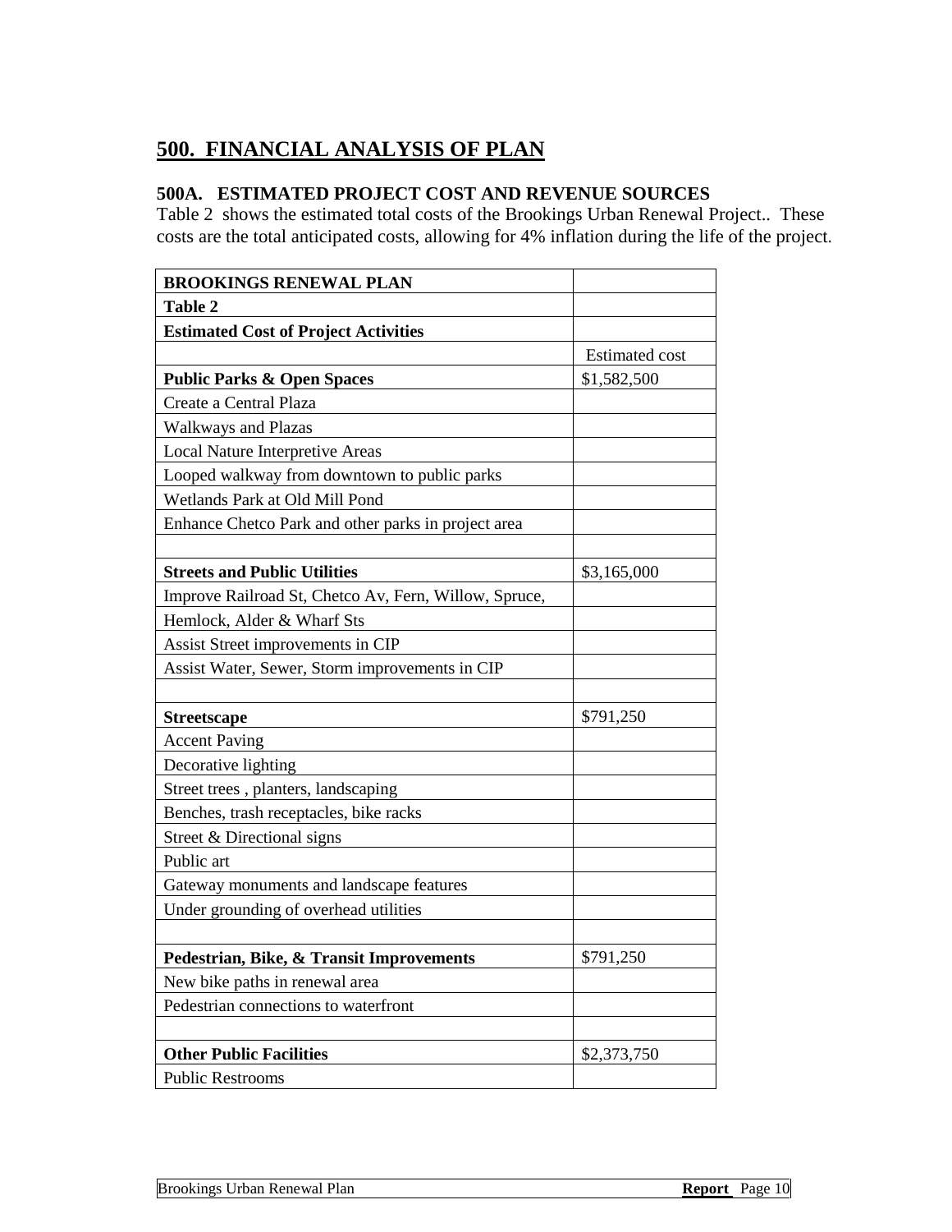## 500. FINANCIAL ANALYSIS OF PLAN

### 500A. ESTIMATED PROJECT COST AND REVENUE SOURCES

Table 2 shows the estimated total costs of the Brookings Urban Renewal Project.. These costs are the total anticipated costs, allowing for 4% inflation during the life of the project.

| **BROOKINGS RENEWAL PLAN** | |
|---|---|
| **Table 2** | |
| **Estimated Cost of Project Activities** | |
| | Estimated cost |
| **Public Parks & Open Spaces** | $1,582,500 |
| Create a Central Plaza | |
| Walkways and Plazas | |
| Local Nature Interpretive Areas | |
| Looped walkway from downtown to public parks | |
| Wetlands Park at Old Mill Pond | |
| Enhance Chetco Park and other parks in project area | |
| | |
| **Streets and Public Utilities** | $3,165,000 |
| Improve Railroad St, Chetco Av, Fern, Willow, Spruce, | |
| Hemlock, Alder & Wharf Sts | |
| Assist Street improvements in CIP | |
| Assist Water, Sewer, Storm improvements in CIP | |
| | |
| **Streetscape** | $791,250 |
| Accent Paving | |
| Decorative lighting | |
| Street trees , planters, landscaping | |
| Benches, trash receptacles, bike racks | |
| Street & Directional signs | |
| Public art | |
| Gateway monuments and landscape features | |
| Under grounding of overhead utilities | |
| | |
| **Pedestrian, Bike, & Transit Improvements** | $791,250 |
| New bike paths in renewal area | |
| Pedestrian connections to waterfront | |
| | |
| **Other Public Facilities** | $2,373,750 |
| Public Restrooms | |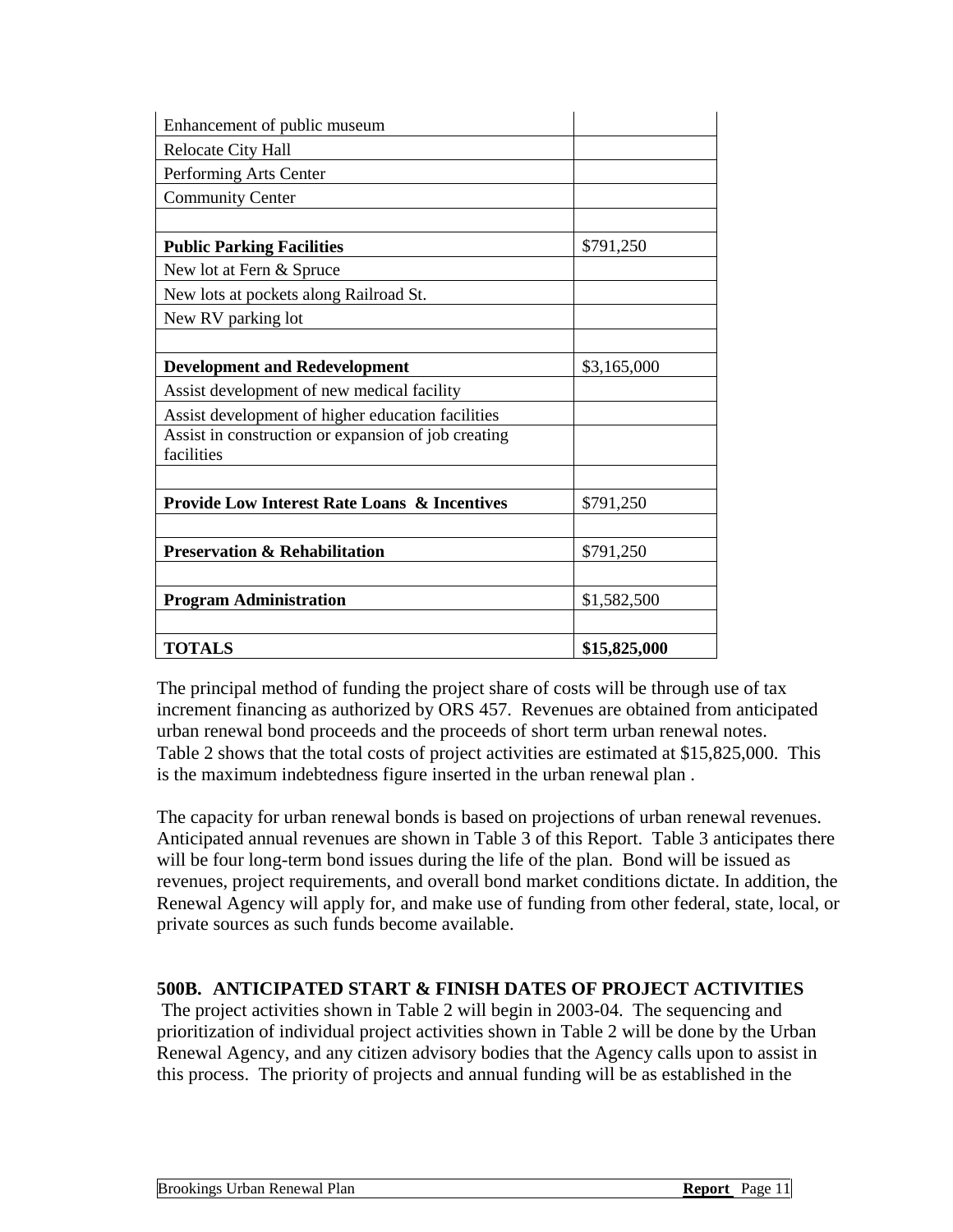| | |
|---|---|
| Enhancement of public museum | |
| Relocate City Hall | |
| Performing Arts Center | |
| Community Center | |
| | |
| **Public Parking Facilities** | $791,250 |
| New lot at Fern & Spruce | |
| New lots at pockets along Railroad St. | |
| New RV parking lot | |
| | |
| **Development and Redevelopment** | $3,165,000 |
| Assist development of new medical facility | |
| Assist development of higher education facilities | |
| Assist in construction or expansion of job creating facilities | |
| | |
| **Provide Low Interest Rate Loans & Incentives** | $791,250 |
| | |
| **Preservation & Rehabilitation** | $791,250 |
| | |
| **Program Administration** | $1,582,500 |
| | |
| **TOTALS** | **$15,825,000** |

The principal method of funding the project share of costs will be through use of tax increment financing as authorized by ORS 457. Revenues are obtained from anticipated urban renewal bond proceeds and the proceeds of short term urban renewal notes. Table 2 shows that the total costs of project activities are estimated at $15,825,000. This is the maximum indebtedness figure inserted in the urban renewal plan .

The capacity for urban renewal bonds is based on projections of urban renewal revenues. Anticipated annual revenues are shown in Table 3 of this Report. Table 3 anticipates there will be four long-term bond issues during the life of the plan. Bond will be issued as revenues, project requirements, and overall bond market conditions dictate. In addition, the Renewal Agency will apply for, and make use of funding from other federal, state, local, or private sources as such funds become available.

### 500B. ANTICIPATED START & FINISH DATES OF PROJECT ACTIVITIES

The project activities shown in Table 2 will begin in 2003-04. The sequencing and prioritization of individual project activities shown in Table 2 will be done by the Urban Renewal Agency, and any citizen advisory bodies that the Agency calls upon to assist in this process. The priority of projects and annual funding will be as established in the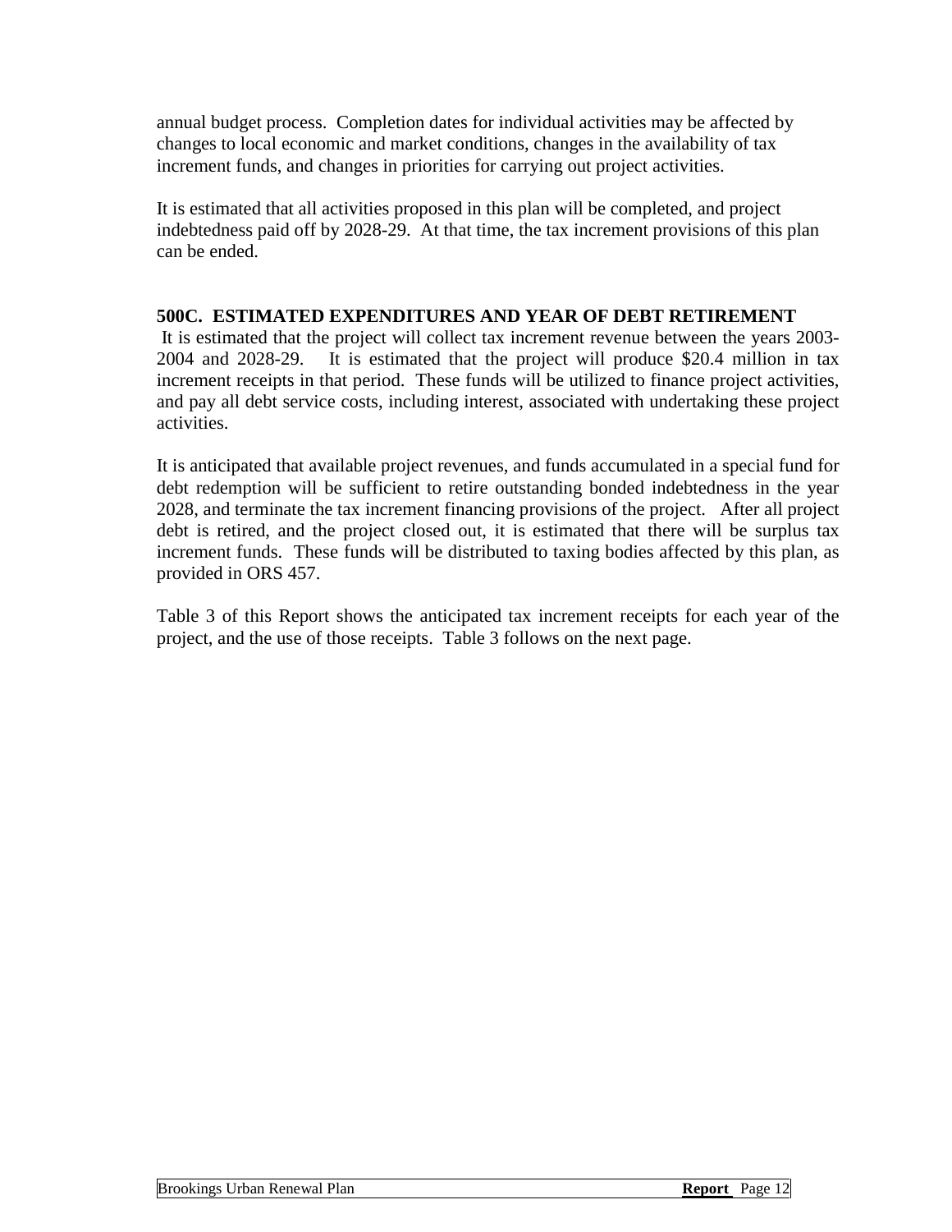annual budget process.  Completion dates for individual activities may be affected by changes to local economic and market conditions, changes in the availability of tax increment funds, and changes in priorities for carrying out project activities.

It is estimated that all activities proposed in this plan will be completed, and project indebtedness paid off by 2028-29.  At that time, the tax increment provisions of this plan can be ended.

### 500C.  ESTIMATED EXPENDITURES AND YEAR OF DEBT RETIREMENT

It is estimated that the project will collect tax increment revenue between the years 2003-2004 and 2028-29.   It is estimated that the project will produce $20.4 million in tax increment receipts in that period.  These funds will be utilized to finance project activities, and pay all debt service costs, including interest, associated with undertaking these project activities.

It is anticipated that available project revenues, and funds accumulated in a special fund for debt redemption will be sufficient to retire outstanding bonded indebtedness in the year 2028, and terminate the tax increment financing provisions of the project.   After all project debt is retired, and the project closed out, it is estimated that there will be surplus tax increment funds.  These funds will be distributed to taxing bodies affected by this plan, as provided in ORS 457.

Table 3 of this Report shows the anticipated tax increment receipts for each year of the project, and the use of those receipts.  Table 3 follows on the next page.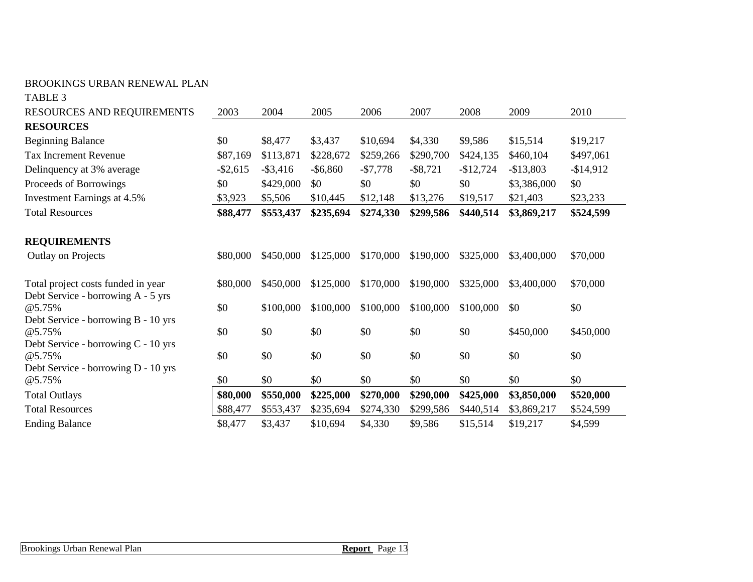BROOKINGS URBAN RENEWAL PLAN

TABLE 3

| RESOURCES AND REQUIREMENTS | 2003 | 2004 | 2005 | 2006 | 2007 | 2008 | 2009 | 2010 |
|---|---|---|---|---|---|---|---|---|
| **RESOURCES** | | | | | | | | |
| Beginning Balance | $0 | $8,477 | $3,437 | $10,694 | $4,330 | $9,586 | $15,514 | $19,217 |
| Tax Increment Revenue | $87,169 | $113,871 | $228,672 | $259,266 | $290,700 | $424,135 | $460,104 | $497,061 |
| Delinquency at 3% average | -$2,615 | -$3,416 | -$6,860 | -$7,778 | -$8,721 | -$12,724 | -$13,803 | -$14,912 |
| Proceeds of Borrowings | $0 | $429,000 | $0 | $0 | $0 | $0 | $3,386,000 | $0 |
| Investment Earnings at 4.5% | $3,923 | $5,506 | $10,445 | $12,148 | $13,276 | $19,517 | $21,403 | $23,233 |
| Total Resources | **$88,477** | **$553,437** | **$235,694** | **$274,330** | **$299,586** | **$440,514** | **$3,869,217** | **$524,599** |
| **REQUIREMENTS** | | | | | | | | |
| Outlay on Projects | $80,000 | $450,000 | $125,000 | $170,000 | $190,000 | $325,000 | $3,400,000 | $70,000 |
| Total project costs funded in year | $80,000 | $450,000 | $125,000 | $170,000 | $190,000 | $325,000 | $3,400,000 | $70,000 |
| Debt Service - borrowing A - 5 yrs @5.75% | $0 | $100,000 | $100,000 | $100,000 | $100,000 | $100,000 | $0 | $0 |
| Debt Service - borrowing B - 10 yrs @5.75% | $0 | $0 | $0 | $0 | $0 | $0 | $450,000 | $450,000 |
| Debt Service - borrowing C - 10 yrs @5.75% | $0 | $0 | $0 | $0 | $0 | $0 | $0 | $0 |
| Debt Service - borrowing D - 10 yrs @5.75% | $0 | $0 | $0 | $0 | $0 | $0 | $0 | $0 |
| Total Outlays | **$80,000** | **$550,000** | **$225,000** | **$270,000** | **$290,000** | **$425,000** | **$3,850,000** | **$520,000** |
| Total Resources | $88,477 | $553,437 | $235,694 | $274,330 | $299,586 | $440,514 | $3,869,217 | $524,599 |
| Ending Balance | $8,477 | $3,437 | $10,694 | $4,330 | $9,586 | $15,514 | $19,217 | $4,599 |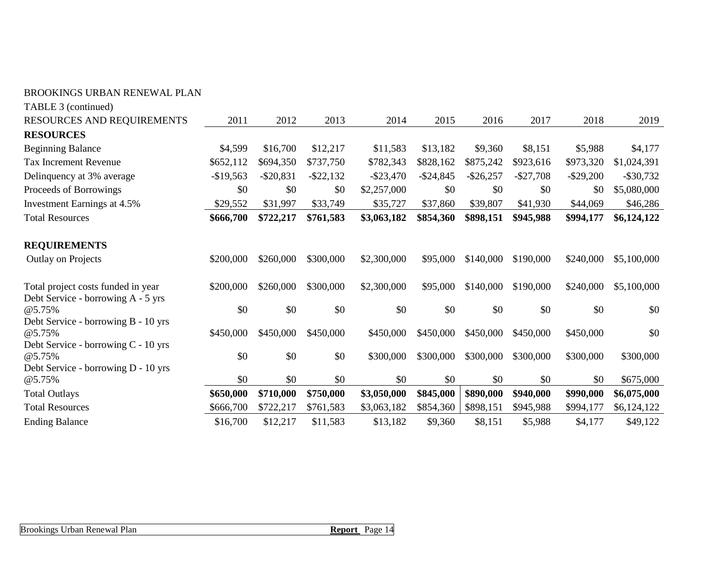BROOKINGS URBAN RENEWAL PLAN

TABLE 3 (continued)

| RESOURCES AND REQUIREMENTS | 2011 | 2012 | 2013 | 2014 | 2015 | 2016 | 2017 | 2018 | 2019 |
|---|---|---|---|---|---|---|---|---|---|
| **RESOURCES** | | | | | | | | | |
| Beginning Balance | $4,599 | $16,700 | $12,217 | $11,583 | $13,182 | $9,360 | $8,151 | $5,988 | $4,177 |
| Tax Increment Revenue | $652,112 | $694,350 | $737,750 | $782,343 | $828,162 | $875,242 | $923,616 | $973,320 | $1,024,391 |
| Delinquency at 3% average | -$19,563 | -$20,831 | -$22,132 | -$23,470 | -$24,845 | -$26,257 | -$27,708 | -$29,200 | -$30,732 |
| Proceeds of Borrowings | $0 | $0 | $0 | $2,257,000 | $0 | $0 | $0 | $0 | $5,080,000 |
| Investment Earnings at 4.5% | $29,552 | $31,997 | $33,749 | $35,727 | $37,860 | $39,807 | $41,930 | $44,069 | $46,286 |
| Total Resources | **$666,700** | **$722,217** | **$761,583** | **$3,063,182** | **$854,360** | **$898,151** | **$945,988** | **$994,177** | **$6,124,122** |
| **REQUIREMENTS** | | | | | | | | | |
| Outlay on Projects | $200,000 | $260,000 | $300,000 | $2,300,000 | $95,000 | $140,000 | $190,000 | $240,000 | $5,100,000 |
| Total project costs funded in year | $200,000 | $260,000 | $300,000 | $2,300,000 | $95,000 | $140,000 | $190,000 | $240,000 | $5,100,000 |
| Debt Service - borrowing A - 5 yrs @5.75% | $0 | $0 | $0 | $0 | $0 | $0 | $0 | $0 | $0 |
| Debt Service - borrowing B - 10 yrs @5.75% | $450,000 | $450,000 | $450,000 | $450,000 | $450,000 | $450,000 | $450,000 | $450,000 | $0 |
| Debt Service - borrowing C - 10 yrs @5.75% | $0 | $0 | $0 | $300,000 | $300,000 | $300,000 | $300,000 | $300,000 | $300,000 |
| Debt Service - borrowing D - 10 yrs @5.75% | $0 | $0 | $0 | $0 | $0 | $0 | $0 | $0 | $675,000 |
| Total Outlays | **$650,000** | **$710,000** | **$750,000** | **$3,050,000** | **$845,000** | **$890,000** | **$940,000** | **$990,000** | **$6,075,000** |
| Total Resources | $666,700 | $722,217 | $761,583 | $3,063,182 | $854,360 | $898,151 | $945,988 | $994,177 | $6,124,122 |
| Ending Balance | $16,700 | $12,217 | $11,583 | $13,182 | $9,360 | $8,151 | $5,988 | $4,177 | $49,122 |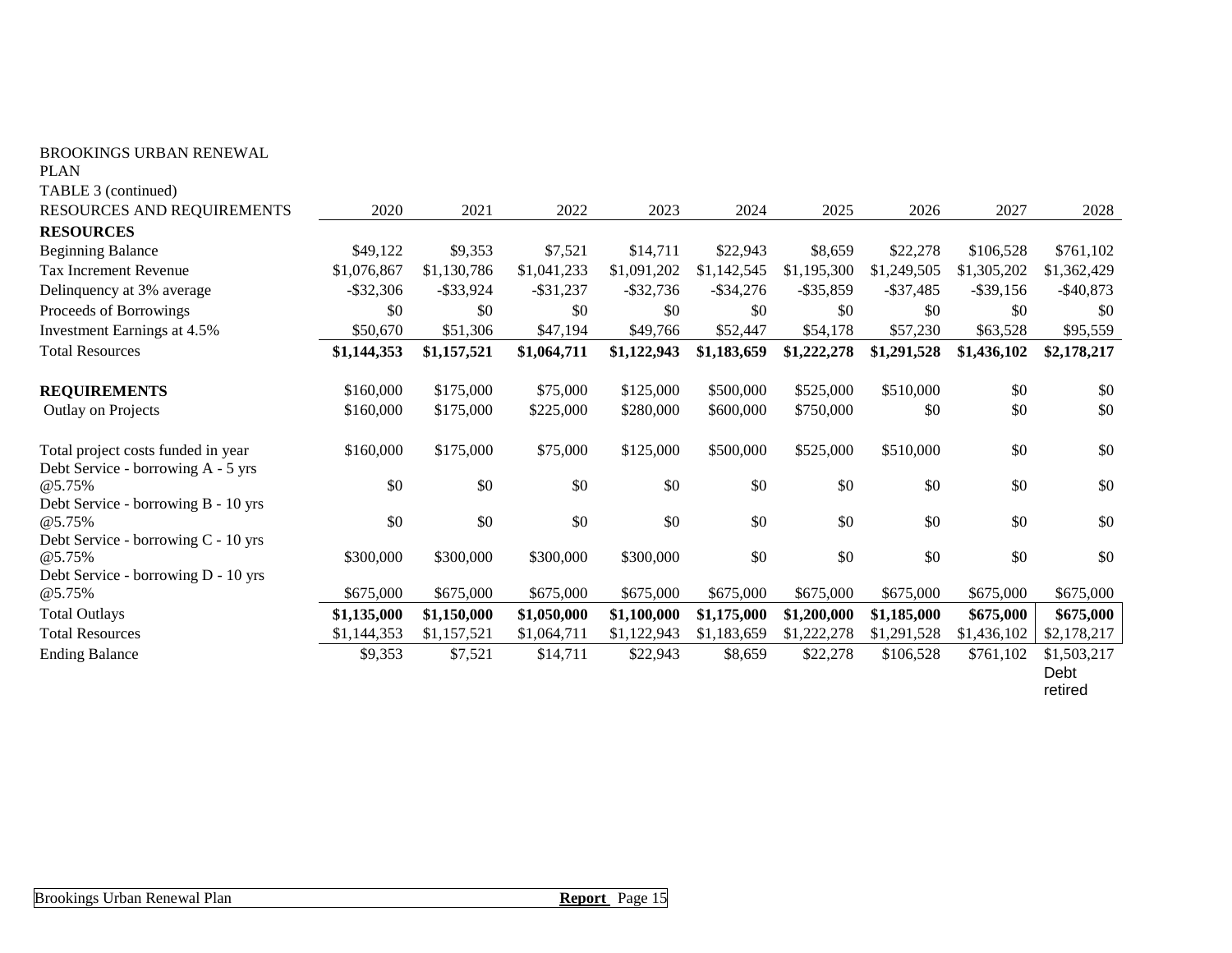BROOKINGS URBAN RENEWAL PLAN

TABLE 3 (continued)

| RESOURCES AND REQUIREMENTS | 2020 | 2021 | 2022 | 2023 | 2024 | 2025 | 2026 | 2027 | 2028 |
|---|---|---|---|---|---|---|---|---|---|
| **RESOURCES** | | | | | | | | | |
| Beginning Balance | $49,122 | $9,353 | $7,521 | $14,711 | $22,943 | $8,659 | $22,278 | $106,528 | $761,102 |
| Tax Increment Revenue | $1,076,867 | $1,130,786 | $1,041,233 | $1,091,202 | $1,142,545 | $1,195,300 | $1,249,505 | $1,305,202 | $1,362,429 |
| Delinquency at 3% average | -$32,306 | -$33,924 | -$31,237 | -$32,736 | -$34,276 | -$35,859 | -$37,485 | -$39,156 | -$40,873 |
| Proceeds of Borrowings | $0 | $0 | $0 | $0 | $0 | $0 | $0 | $0 | $0 |
| Investment Earnings at 4.5% | $50,670 | $51,306 | $47,194 | $49,766 | $52,447 | $54,178 | $57,230 | $63,528 | $95,559 |
| Total Resources | **$1,144,353** | **$1,157,521** | **$1,064,711** | **$1,122,943** | **$1,183,659** | **$1,222,278** | **$1,291,528** | **$1,436,102** | **$2,178,217** |
| **REQUIREMENTS** | $160,000 | $175,000 | $75,000 | $125,000 | $500,000 | $525,000 | $510,000 | $0 | $0 |
| Outlay on Projects | $160,000 | $175,000 | $225,000 | $280,000 | $600,000 | $750,000 | $0 | $0 | $0 |
| Total project costs funded in year | $160,000 | $175,000 | $75,000 | $125,000 | $500,000 | $525,000 | $510,000 | $0 | $0 |
| Debt Service - borrowing A - 5 yrs @5.75% | $0 | $0 | $0 | $0 | $0 | $0 | $0 | $0 | $0 |
| Debt Service - borrowing B - 10 yrs @5.75% | $0 | $0 | $0 | $0 | $0 | $0 | $0 | $0 | $0 |
| Debt Service - borrowing C - 10 yrs @5.75% | $300,000 | $300,000 | $300,000 | $300,000 | $0 | $0 | $0 | $0 | $0 |
| Debt Service - borrowing D - 10 yrs @5.75% | $675,000 | $675,000 | $675,000 | $675,000 | $675,000 | $675,000 | $675,000 | $675,000 | $675,000 |
| Total Outlays | **$1,135,000** | **$1,150,000** | **$1,050,000** | **$1,100,000** | **$1,175,000** | **$1,200,000** | **$1,185,000** | **$675,000** | **$675,000** |
| Total Resources | $1,144,353 | $1,157,521 | $1,064,711 | $1,122,943 | $1,183,659 | $1,222,278 | $1,291,528 | $1,436,102 | $2,178,217 |
| Ending Balance | $9,353 | $7,521 | $14,711 | $22,943 | $8,659 | $22,278 | $106,528 | $761,102 | $1,503,217 Debt retired |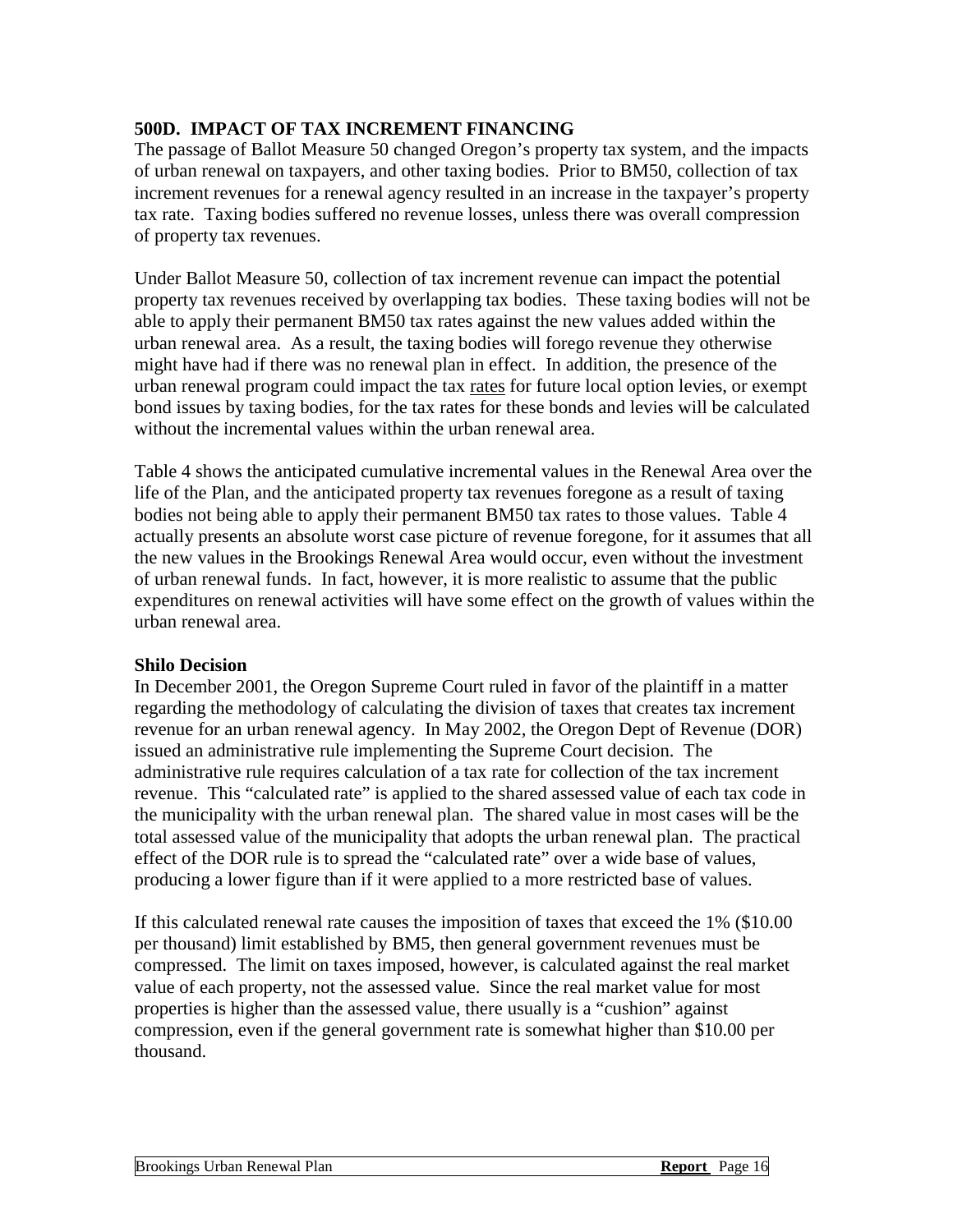## 500D. IMPACT OF TAX INCREMENT FINANCING

The passage of Ballot Measure 50 changed Oregon's property tax system, and the impacts of urban renewal on taxpayers, and other taxing bodies. Prior to BM50, collection of tax increment revenues for a renewal agency resulted in an increase in the taxpayer's property tax rate. Taxing bodies suffered no revenue losses, unless there was overall compression of property tax revenues.

Under Ballot Measure 50, collection of tax increment revenue can impact the potential property tax revenues received by overlapping tax bodies. These taxing bodies will not be able to apply their permanent BM50 tax rates against the new values added within the urban renewal area. As a result, the taxing bodies will forego revenue they otherwise might have had if there was no renewal plan in effect. In addition, the presence of the urban renewal program could impact the tax <u>rates</u> for future local option levies, or exempt bond issues by taxing bodies, for the tax rates for these bonds and levies will be calculated without the incremental values within the urban renewal area.

Table 4 shows the anticipated cumulative incremental values in the Renewal Area over the life of the Plan, and the anticipated property tax revenues foregone as a result of taxing bodies not being able to apply their permanent BM50 tax rates to those values. Table 4 actually presents an absolute worst case picture of revenue foregone, for it assumes that all the new values in the Brookings Renewal Area would occur, even without the investment of urban renewal funds. In fact, however, it is more realistic to assume that the public expenditures on renewal activities will have some effect on the growth of values within the urban renewal area.

### Shilo Decision

In December 2001, the Oregon Supreme Court ruled in favor of the plaintiff in a matter regarding the methodology of calculating the division of taxes that creates tax increment revenue for an urban renewal agency. In May 2002, the Oregon Dept of Revenue (DOR) issued an administrative rule implementing the Supreme Court decision. The administrative rule requires calculation of a tax rate for collection of the tax increment revenue. This "calculated rate" is applied to the shared assessed value of each tax code in the municipality with the urban renewal plan. The shared value in most cases will be the total assessed value of the municipality that adopts the urban renewal plan. The practical effect of the DOR rule is to spread the "calculated rate" over a wide base of values, producing a lower figure than if it were applied to a more restricted base of values.

If this calculated renewal rate causes the imposition of taxes that exceed the 1% ($10.00 per thousand) limit established by BM5, then general government revenues must be compressed. The limit on taxes imposed, however, is calculated against the real market value of each property, not the assessed value. Since the real market value for most properties is higher than the assessed value, there usually is a "cushion" against compression, even if the general government rate is somewhat higher than $10.00 per thousand.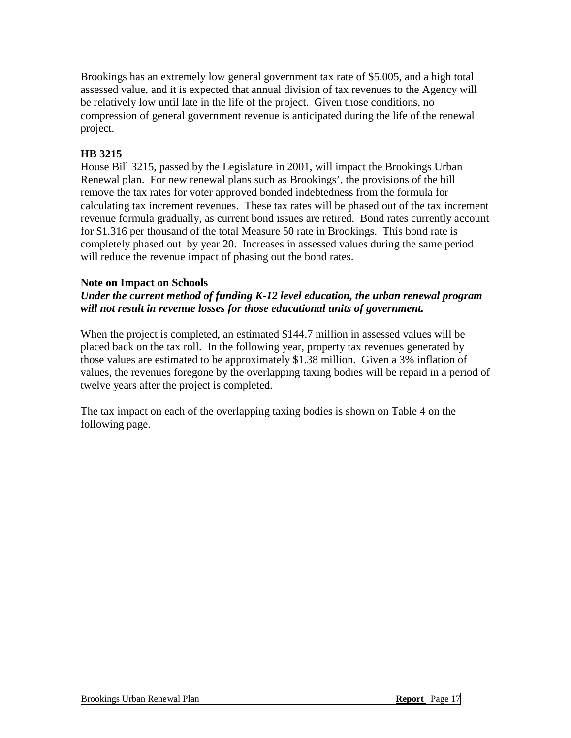Brookings has an extremely low general government tax rate of $5.005, and a high total assessed value, and it is expected that annual division of tax revenues to the Agency will be relatively low until late in the life of the project. Given those conditions, no compression of general government revenue is anticipated during the life of the renewal project.

**HB 3215**

House Bill 3215, passed by the Legislature in 2001, will impact the Brookings Urban Renewal plan. For new renewal plans such as Brookings', the provisions of the bill remove the tax rates for voter approved bonded indebtedness from the formula for calculating tax increment revenues. These tax rates will be phased out of the tax increment revenue formula gradually, as current bond issues are retired. Bond rates currently account for $1.316 per thousand of the total Measure 50 rate in Brookings. This bond rate is completely phased out by year 20. Increases in assessed values during the same period will reduce the revenue impact of phasing out the bond rates.

**Note on Impact on Schools**

***Under the current method of funding K-12 level education, the urban renewal program will not result in revenue losses for those educational units of government.***

When the project is completed, an estimated $144.7 million in assessed values will be placed back on the tax roll. In the following year, property tax revenues generated by those values are estimated to be approximately $1.38 million. Given a 3% inflation of values, the revenues foregone by the overlapping taxing bodies will be repaid in a period of twelve years after the project is completed.

The tax impact on each of the overlapping taxing bodies is shown on Table 4 on the following page.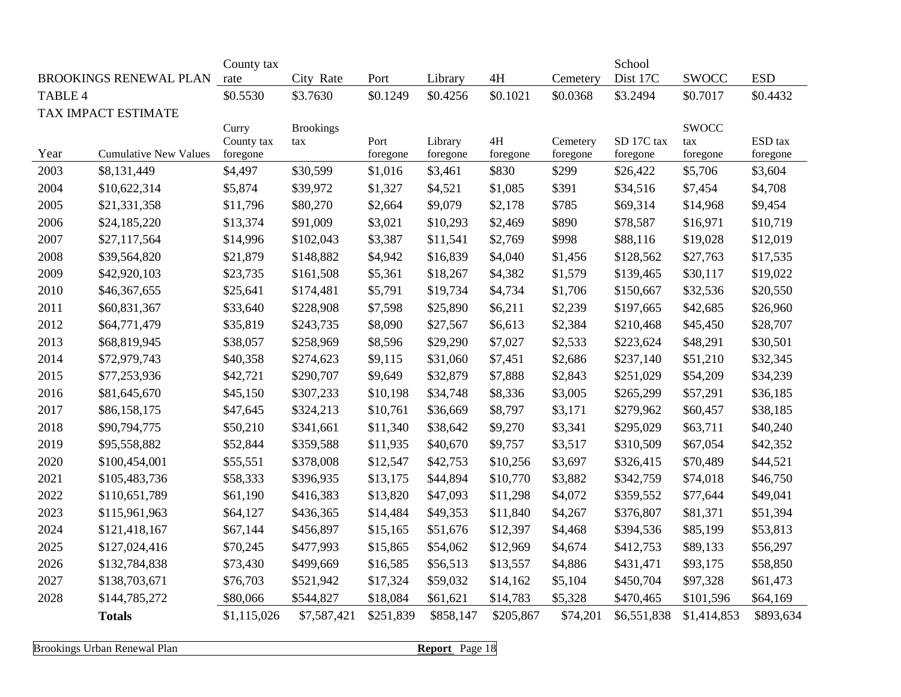| BROOKINGS RENEWAL PLAN | | County tax rate | City Rate | Port | Library | 4H | Cemetery | School Dist 17C | SWOCC | ESD |
|---|---|---|---|---|---|---|---|---|---|---|
| TABLE 4 | | $0.5530 | $3.7630 | $0.1249 | $0.4256 | $0.1021 | $0.0368 | $3.2494 | $0.7017 | $0.4432 |
| TAX IMPACT ESTIMATE | | | | | | | | | | |
| Year | Cumulative New Values | Curry County tax foregone | Brookings tax | Port foregone | Library foregone | 4H foregone | Cemetery foregone | SD 17C tax foregone | SWOCC tax foregone | ESD tax foregone |
| 2003 | $8,131,449 | $4,497 | $30,599 | $1,016 | $3,461 | $830 | $299 | $26,422 | $5,706 | $3,604 |
| 2004 | $10,622,314 | $5,874 | $39,972 | $1,327 | $4,521 | $1,085 | $391 | $34,516 | $7,454 | $4,708 |
| 2005 | $21,331,358 | $11,796 | $80,270 | $2,664 | $9,079 | $2,178 | $785 | $69,314 | $14,968 | $9,454 |
| 2006 | $24,185,220 | $13,374 | $91,009 | $3,021 | $10,293 | $2,469 | $890 | $78,587 | $16,971 | $10,719 |
| 2007 | $27,117,564 | $14,996 | $102,043 | $3,387 | $11,541 | $2,769 | $998 | $88,116 | $19,028 | $12,019 |
| 2008 | $39,564,820 | $21,879 | $148,882 | $4,942 | $16,839 | $4,040 | $1,456 | $128,562 | $27,763 | $17,535 |
| 2009 | $42,920,103 | $23,735 | $161,508 | $5,361 | $18,267 | $4,382 | $1,579 | $139,465 | $30,117 | $19,022 |
| 2010 | $46,367,655 | $25,641 | $174,481 | $5,791 | $19,734 | $4,734 | $1,706 | $150,667 | $32,536 | $20,550 |
| 2011 | $60,831,367 | $33,640 | $228,908 | $7,598 | $25,890 | $6,211 | $2,239 | $197,665 | $42,685 | $26,960 |
| 2012 | $64,771,479 | $35,819 | $243,735 | $8,090 | $27,567 | $6,613 | $2,384 | $210,468 | $45,450 | $28,707 |
| 2013 | $68,819,945 | $38,057 | $258,969 | $8,596 | $29,290 | $7,027 | $2,533 | $223,624 | $48,291 | $30,501 |
| 2014 | $72,979,743 | $40,358 | $274,623 | $9,115 | $31,060 | $7,451 | $2,686 | $237,140 | $51,210 | $32,345 |
| 2015 | $77,253,936 | $42,721 | $290,707 | $9,649 | $32,879 | $7,888 | $2,843 | $251,029 | $54,209 | $34,239 |
| 2016 | $81,645,670 | $45,150 | $307,233 | $10,198 | $34,748 | $8,336 | $3,005 | $265,299 | $57,291 | $36,185 |
| 2017 | $86,158,175 | $47,645 | $324,213 | $10,761 | $36,669 | $8,797 | $3,171 | $279,962 | $60,457 | $38,185 |
| 2018 | $90,794,775 | $50,210 | $341,661 | $11,340 | $38,642 | $9,270 | $3,341 | $295,029 | $63,711 | $40,240 |
| 2019 | $95,558,882 | $52,844 | $359,588 | $11,935 | $40,670 | $9,757 | $3,517 | $310,509 | $67,054 | $42,352 |
| 2020 | $100,454,001 | $55,551 | $378,008 | $12,547 | $42,753 | $10,256 | $3,697 | $326,415 | $70,489 | $44,521 |
| 2021 | $105,483,736 | $58,333 | $396,935 | $13,175 | $44,894 | $10,770 | $3,882 | $342,759 | $74,018 | $46,750 |
| 2022 | $110,651,789 | $61,190 | $416,383 | $13,820 | $47,093 | $11,298 | $4,072 | $359,552 | $77,644 | $49,041 |
| 2023 | $115,961,963 | $64,127 | $436,365 | $14,484 | $49,353 | $11,840 | $4,267 | $376,807 | $81,371 | $51,394 |
| 2024 | $121,418,167 | $67,144 | $456,897 | $15,165 | $51,676 | $12,397 | $4,468 | $394,536 | $85,199 | $53,813 |
| 2025 | $127,024,416 | $70,245 | $477,993 | $15,865 | $54,062 | $12,969 | $4,674 | $412,753 | $89,133 | $56,297 |
| 2026 | $132,784,838 | $73,430 | $499,669 | $16,585 | $56,513 | $13,557 | $4,886 | $431,471 | $93,175 | $58,850 |
| 2027 | $138,703,671 | $76,703 | $521,942 | $17,324 | $59,032 | $14,162 | $5,104 | $450,704 | $97,328 | $61,473 |
| 2028 | $144,785,272 | $80,066 | $544,827 | $18,084 | $61,621 | $14,783 | $5,328 | $470,465 | $101,596 | $64,169 |
| | **Totals** | $1,115,026 | $7,587,421 | $251,839 | $858,147 | $205,867 | $74,201 | $6,551,838 | $1,414,853 | $893,634 |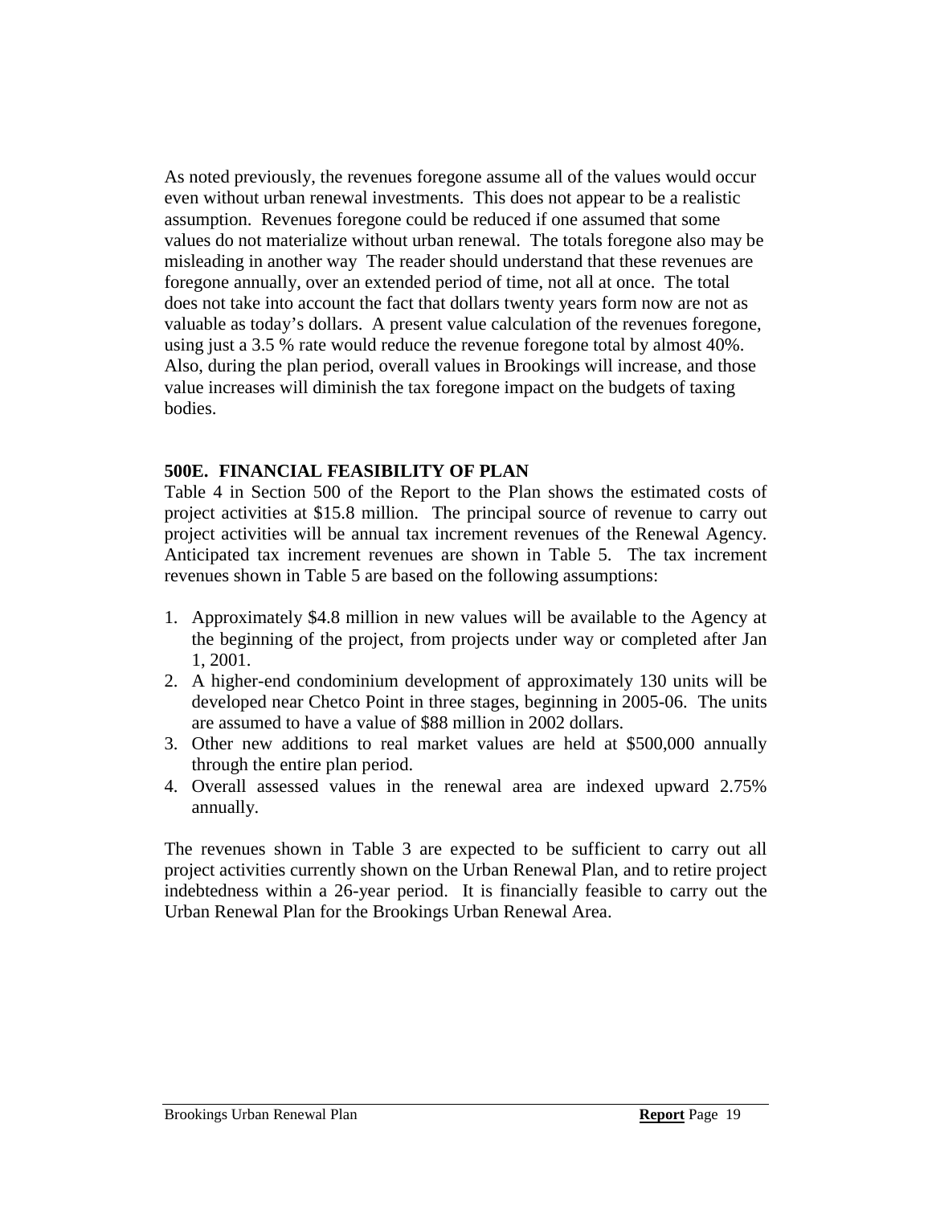As noted previously, the revenues foregone assume all of the values would occur even without urban renewal investments. This does not appear to be a realistic assumption. Revenues foregone could be reduced if one assumed that some values do not materialize without urban renewal. The totals foregone also may be misleading in another way The reader should understand that these revenues are foregone annually, over an extended period of time, not all at once. The total does not take into account the fact that dollars twenty years form now are not as valuable as today's dollars. A present value calculation of the revenues foregone, using just a 3.5 % rate would reduce the revenue foregone total by almost 40%. Also, during the plan period, overall values in Brookings will increase, and those value increases will diminish the tax foregone impact on the budgets of taxing bodies.

## 500E. FINANCIAL FEASIBILITY OF PLAN

Table 4 in Section 500 of the Report to the Plan shows the estimated costs of project activities at $15.8 million. The principal source of revenue to carry out project activities will be annual tax increment revenues of the Renewal Agency. Anticipated tax increment revenues are shown in Table 5. The tax increment revenues shown in Table 5 are based on the following assumptions:

1. Approximately $4.8 million in new values will be available to the Agency at the beginning of the project, from projects under way or completed after Jan 1, 2001.
2. A higher-end condominium development of approximately 130 units will be developed near Chetco Point in three stages, beginning in 2005-06. The units are assumed to have a value of $88 million in 2002 dollars.
3. Other new additions to real market values are held at $500,000 annually through the entire plan period.
4. Overall assessed values in the renewal area are indexed upward 2.75% annually.

The revenues shown in Table 3 are expected to be sufficient to carry out all project activities currently shown on the Urban Renewal Plan, and to retire project indebtedness within a 26-year period. It is financially feasible to carry out the Urban Renewal Plan for the Brookings Urban Renewal Area.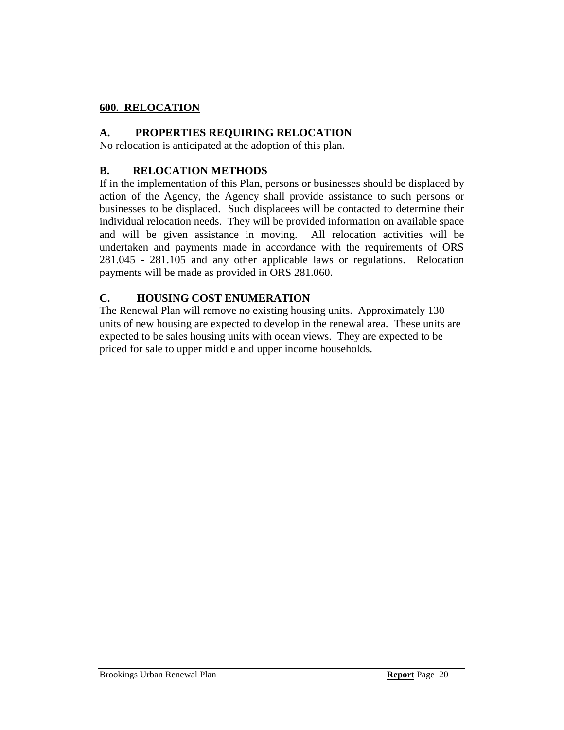## 600. RELOCATION

### A. PROPERTIES REQUIRING RELOCATION

No relocation is anticipated at the adoption of this plan.

### B. RELOCATION METHODS

If in the implementation of this Plan, persons or businesses should be displaced by action of the Agency, the Agency shall provide assistance to such persons or businesses to be displaced. Such displacees will be contacted to determine their individual relocation needs. They will be provided information on available space and will be given assistance in moving. All relocation activities will be undertaken and payments made in accordance with the requirements of ORS 281.045 - 281.105 and any other applicable laws or regulations. Relocation payments will be made as provided in ORS 281.060.

### C. HOUSING COST ENUMERATION

The Renewal Plan will remove no existing housing units. Approximately 130 units of new housing are expected to develop in the renewal area. These units are expected to be sales housing units with ocean views. They are expected to be priced for sale to upper middle and upper income households.